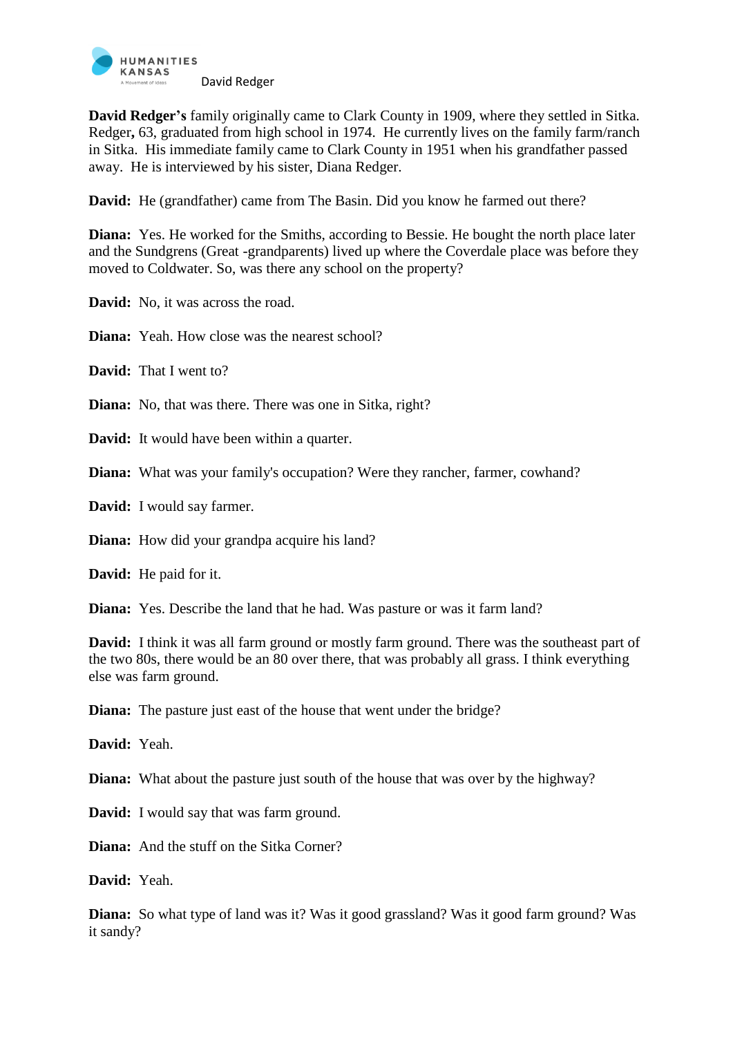David Redger

**David Redger's** family originally came to Clark County in 1909, where they settled in Sitka. Redger**,** 63, graduated from high school in 1974. He currently lives on the family farm/ranch in Sitka. His immediate family came to Clark County in 1951 when his grandfather passed away. He is interviewed by his sister, Diana Redger.

**David:** He (grandfather) came from The Basin. Did you know he farmed out there?

**Diana:** Yes. He worked for the Smiths, according to Bessie. He bought the north place later and the Sundgrens (Great -grandparents) lived up where the Coverdale place was before they moved to Coldwater. So, was there any school on the property?

**David:** No, it was across the road.

**Diana:** Yeah. How close was the nearest school?

**David:** That I went to?

**Diana:** No, that was there. There was one in Sitka, right?

**David:** It would have been within a quarter.

**Diana:** What was your family's occupation? Were they rancher, farmer, cowhand?

**David:** I would say farmer.

**Diana:** How did your grandpa acquire his land?

**David:** He paid for it.

**Diana:** Yes. Describe the land that he had. Was pasture or was it farm land?

**David:** I think it was all farm ground or mostly farm ground. There was the southeast part of the two 80s, there would be an 80 over there, that was probably all grass. I think everything else was farm ground.

**Diana:** The pasture just east of the house that went under the bridge?

**David:** Yeah.

**Diana:** What about the pasture just south of the house that was over by the highway?

**David:** I would say that was farm ground.

**Diana:** And the stuff on the Sitka Corner?

**David:** Yeah.

**Diana:** So what type of land was it? Was it good grassland? Was it good farm ground? Was it sandy?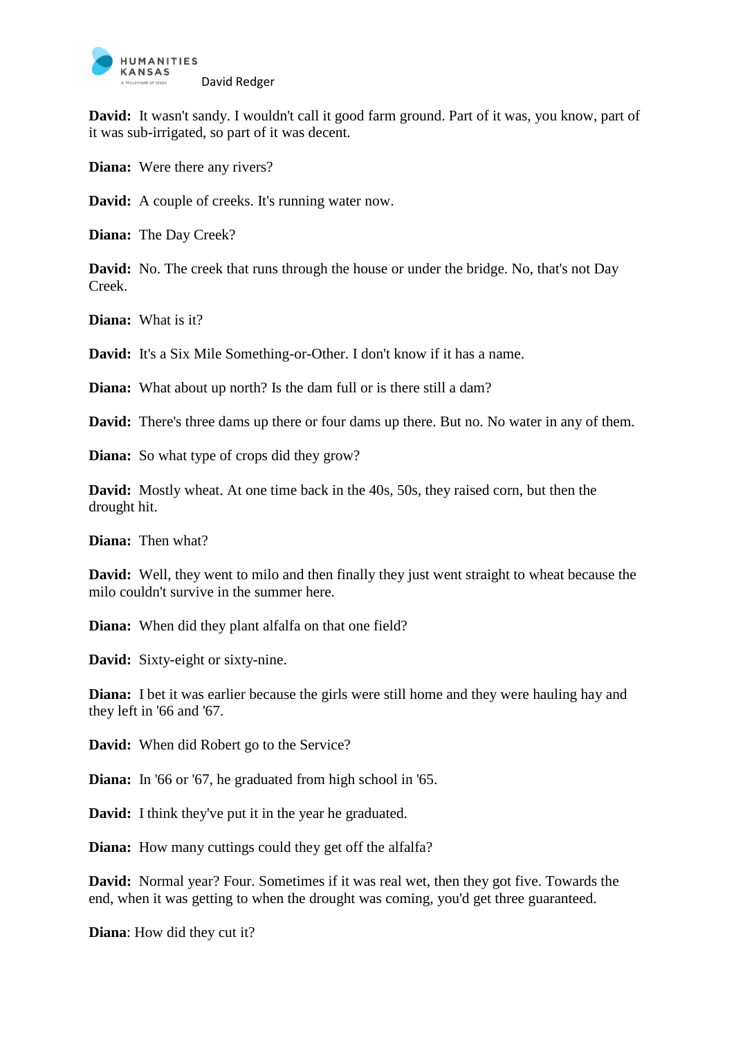**David:** It wasn't sandy. I wouldn't call it good farm ground. Part of it was, you know, part of it was sub-irrigated, so part of it was decent.

**Diana:** Were there any rivers?

**David:** A couple of creeks. It's running water now.

**Diana:** The Day Creek?

**David:** No. The creek that runs through the house or under the bridge. No, that's not Day Creek.

**Diana:** What is it?

**David:** It's a Six Mile Something-or-Other. I don't know if it has a name.

**Diana:** What about up north? Is the dam full or is there still a dam?

**David:** There's three dams up there or four dams up there. But no. No water in any of them.

**Diana:** So what type of crops did they grow?

**David:** Mostly wheat. At one time back in the 40s, 50s, they raised corn, but then the drought hit.

**Diana:** Then what?

**David:** Well, they went to milo and then finally they just went straight to wheat because the milo couldn't survive in the summer here.

**Diana:** When did they plant alfalfa on that one field?

**David:** Sixty-eight or sixty-nine.

**Diana:** I bet it was earlier because the girls were still home and they were hauling hay and they left in '66 and '67.

**David:** When did Robert go to the Service?

**Diana:** In '66 or '67, he graduated from high school in '65.

**David:** I think they've put it in the year he graduated.

**Diana:** How many cuttings could they get off the alfalfa?

**David:** Normal year? Four. Sometimes if it was real wet, then they got five. Towards the end, when it was getting to when the drought was coming, you'd get three guaranteed.

**Diana**: How did they cut it?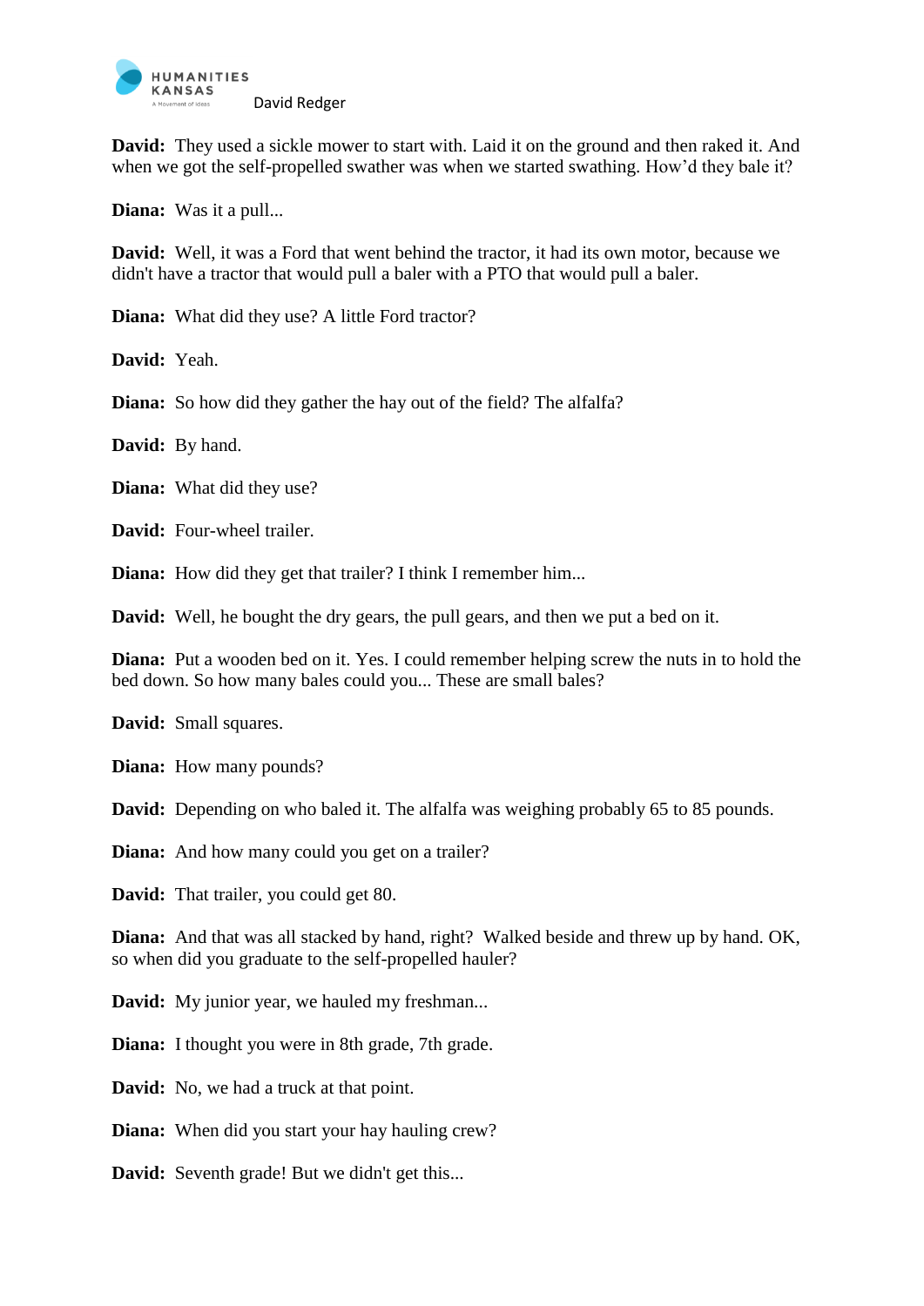**David:** They used a sickle mower to start with. Laid it on the ground and then raked it. And when we got the self-propelled swather was when we started swathing. How'd they bale it?

**Diana:** Was it a pull...

**David:** Well, it was a Ford that went behind the tractor, it had its own motor, because we didn't have a tractor that would pull a baler with a PTO that would pull a baler.

**Diana:** What did they use? A little Ford tractor?

**David:** Yeah.

**Diana:** So how did they gather the hay out of the field? The alfalfa?

**David:** By hand.

**Diana:** What did they use?

**David:** Four-wheel trailer.

**Diana:** How did they get that trailer? I think I remember him...

**David:** Well, he bought the dry gears, the pull gears, and then we put a bed on it.

**Diana:** Put a wooden bed on it. Yes. I could remember helping screw the nuts in to hold the bed down. So how many bales could you... These are small bales?

**David:** Small squares.

**Diana:** How many pounds?

**David:** Depending on who baled it. The alfalfa was weighing probably 65 to 85 pounds.

**Diana:** And how many could you get on a trailer?

**David:** That trailer, you could get 80.

**Diana:** And that was all stacked by hand, right? Walked beside and threw up by hand. OK, so when did you graduate to the self-propelled hauler?

**David:** My junior year, we hauled my freshman...

**Diana:** I thought you were in 8th grade, 7th grade.

**David:** No, we had a truck at that point.

**Diana:** When did you start your hay hauling crew?

**David:** Seventh grade! But we didn't get this...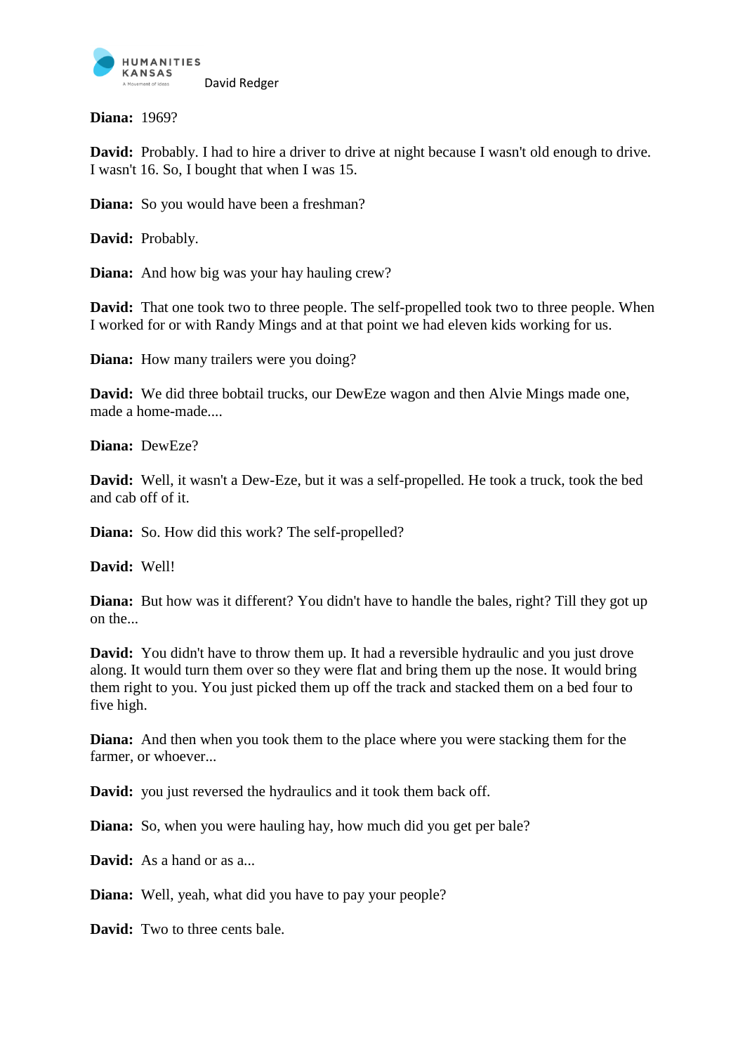**Diana:** 1969?

**David:** Probably. I had to hire a driver to drive at night because I wasn't old enough to drive. I wasn't 16. So, I bought that when I was 15.

**Diana:** So you would have been a freshman?

**David:** Probably.

**Diana:** And how big was your hay hauling crew?

**David:** That one took two to three people. The self-propelled took two to three people. When I worked for or with Randy Mings and at that point we had eleven kids working for us.

**Diana:** How many trailers were you doing?

**David:** We did three bobtail trucks, our DewEze wagon and then Alvie Mings made one, made a home-made....

**Diana:** DewEze?

**David:** Well, it wasn't a Dew-Eze, but it was a self-propelled. He took a truck, took the bed and cab off of it.

**Diana:** So. How did this work? The self-propelled?

**David:** Well!

**Diana:** But how was it different? You didn't have to handle the bales, right? Till they got up on the...

**David:** You didn't have to throw them up. It had a reversible hydraulic and you just drove along. It would turn them over so they were flat and bring them up the nose. It would bring them right to you. You just picked them up off the track and stacked them on a bed four to five high.

**Diana:** And then when you took them to the place where you were stacking them for the farmer, or whoever...

**David:** you just reversed the hydraulics and it took them back off.

**Diana:** So, when you were hauling hay, how much did you get per bale?

**David:** As a hand or as a...

**Diana:** Well, yeah, what did you have to pay your people?

**David:** Two to three cents bale.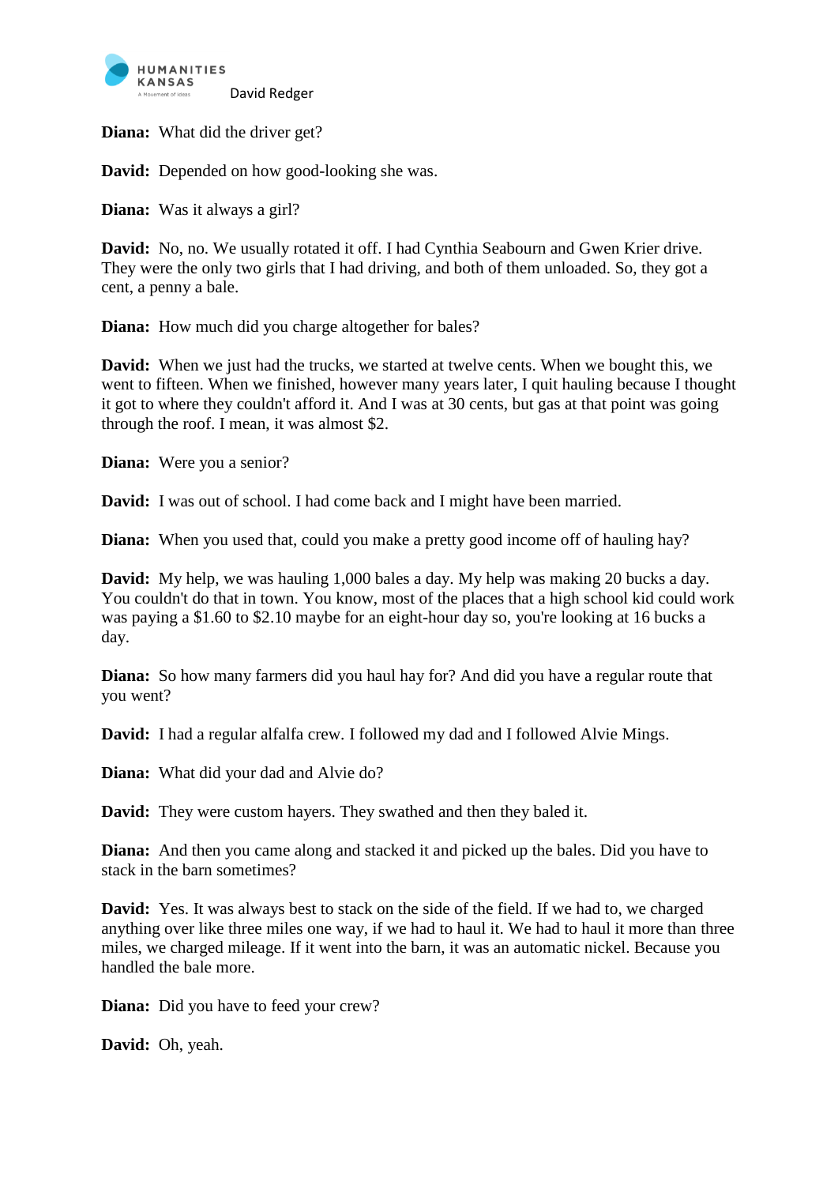**Diana:** What did the driver get?

**David:** Depended on how good-looking she was.

**Diana:** Was it always a girl?

**David:** No, no. We usually rotated it off. I had Cynthia Seabourn and Gwen Krier drive. They were the only two girls that I had driving, and both of them unloaded. So, they got a cent, a penny a bale.

**Diana:** How much did you charge altogether for bales?

**David:** When we just had the trucks, we started at twelve cents. When we bought this, we went to fifteen. When we finished, however many years later, I quit hauling because I thought it got to where they couldn't afford it. And I was at 30 cents, but gas at that point was going through the roof. I mean, it was almost $2.

**Diana:** Were you a senior?

**David:** I was out of school. I had come back and I might have been married.

**Diana:** When you used that, could you make a pretty good income off of hauling hay?

**David:** My help, we was hauling 1,000 bales a day. My help was making 20 bucks a day. You couldn't do that in town. You know, most of the places that a high school kid could work was paying a $1.60 to $2.10 maybe for an eight-hour day so, you're looking at 16 bucks a day.

**Diana:** So how many farmers did you haul hay for? And did you have a regular route that you went?

**David:** I had a regular alfalfa crew. I followed my dad and I followed Alvie Mings.

**Diana:** What did your dad and Alvie do?

**David:** They were custom hayers. They swathed and then they baled it.

**Diana:** And then you came along and stacked it and picked up the bales. Did you have to stack in the barn sometimes?

**David:** Yes. It was always best to stack on the side of the field. If we had to, we charged anything over like three miles one way, if we had to haul it. We had to haul it more than three miles, we charged mileage. If it went into the barn, it was an automatic nickel. Because you handled the bale more.

**Diana:** Did you have to feed your crew?

**David:** Oh, yeah.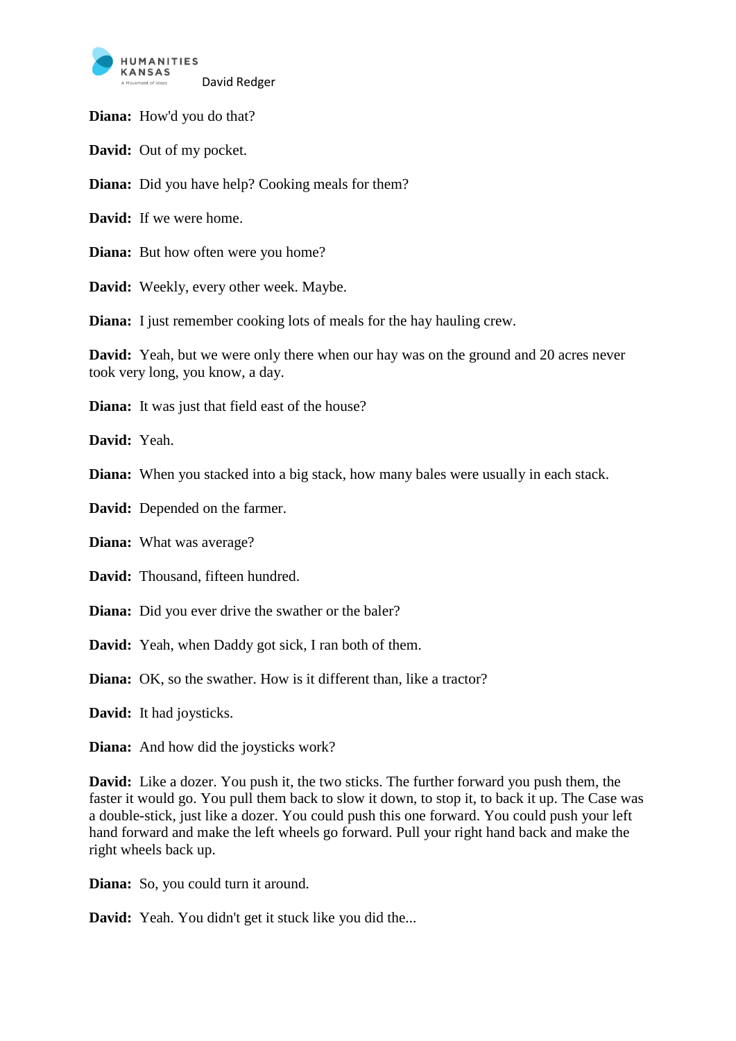**Diana:** How'd you do that?

**David:** Out of my pocket.

**Diana:** Did you have help? Cooking meals for them?

**David:** If we were home.

**Diana:** But how often were you home?

**David:** Weekly, every other week. Maybe.

**Diana:** I just remember cooking lots of meals for the hay hauling crew.

**David:** Yeah, but we were only there when our hay was on the ground and 20 acres never took very long, you know, a day.

**Diana:** It was just that field east of the house?

**David:** Yeah.

**Diana:** When you stacked into a big stack, how many bales were usually in each stack.

**David:** Depended on the farmer.

**Diana:** What was average?

**David:** Thousand, fifteen hundred.

**Diana:** Did you ever drive the swather or the baler?

**David:** Yeah, when Daddy got sick, I ran both of them.

**Diana:** OK, so the swather. How is it different than, like a tractor?

**David:** It had joysticks.

**Diana:** And how did the joysticks work?

**David:** Like a dozer. You push it, the two sticks. The further forward you push them, the faster it would go. You pull them back to slow it down, to stop it, to back it up. The Case was a double-stick, just like a dozer. You could push this one forward. You could push your left hand forward and make the left wheels go forward. Pull your right hand back and make the right wheels back up.

**Diana:** So, you could turn it around.

**David:** Yeah. You didn't get it stuck like you did the...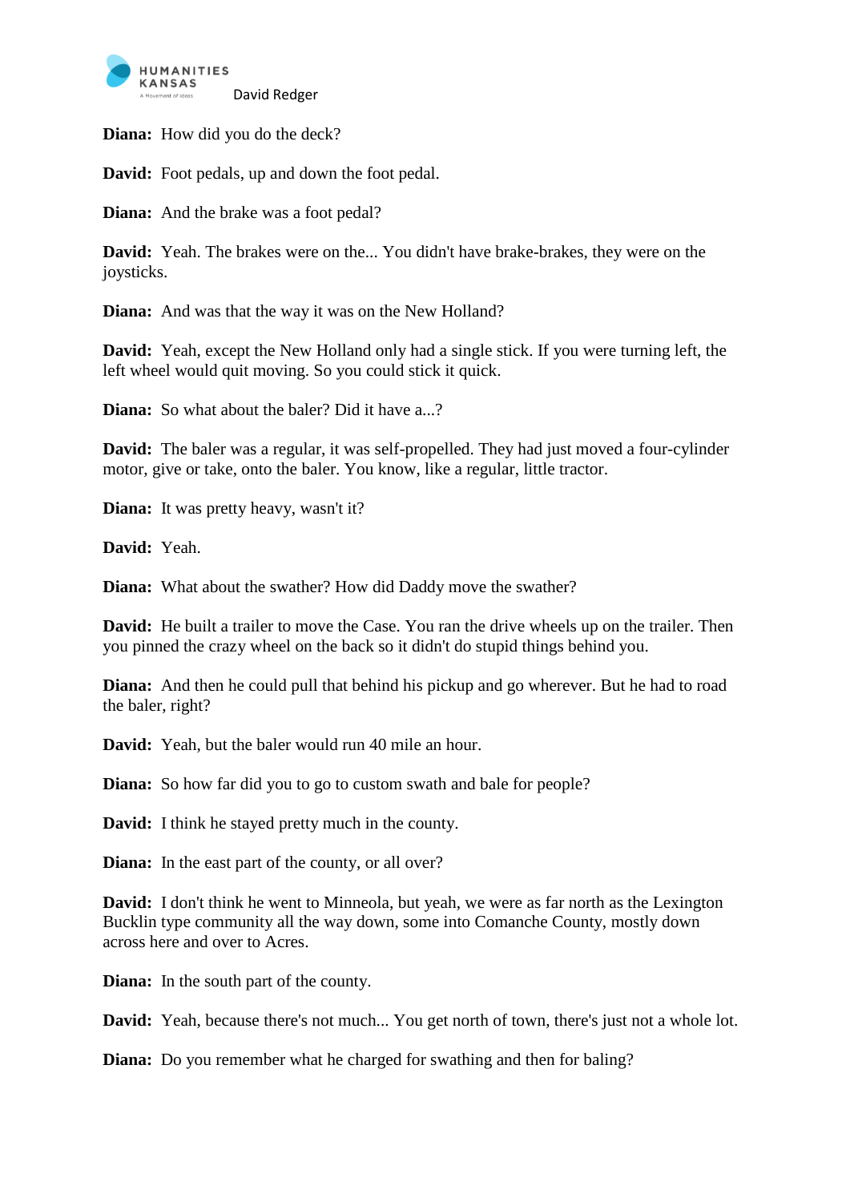**Diana:** How did you do the deck?

**David:** Foot pedals, up and down the foot pedal.

**Diana:** And the brake was a foot pedal?

**David:** Yeah. The brakes were on the... You didn't have brake-brakes, they were on the joysticks.

**Diana:** And was that the way it was on the New Holland?

**David:** Yeah, except the New Holland only had a single stick. If you were turning left, the left wheel would quit moving. So you could stick it quick.

**Diana:** So what about the baler? Did it have a...?

**David:** The baler was a regular, it was self-propelled. They had just moved a four-cylinder motor, give or take, onto the baler. You know, like a regular, little tractor.

**Diana:** It was pretty heavy, wasn't it?

**David:** Yeah.

**Diana:** What about the swather? How did Daddy move the swather?

**David:** He built a trailer to move the Case. You ran the drive wheels up on the trailer. Then you pinned the crazy wheel on the back so it didn't do stupid things behind you.

**Diana:** And then he could pull that behind his pickup and go wherever. But he had to road the baler, right?

**David:** Yeah, but the baler would run 40 mile an hour.

**Diana:** So how far did you to go to custom swath and bale for people?

**David:** I think he stayed pretty much in the county.

**Diana:** In the east part of the county, or all over?

**David:** I don't think he went to Minneola, but yeah, we were as far north as the Lexington Bucklin type community all the way down, some into Comanche County, mostly down across here and over to Acres.

**Diana:** In the south part of the county.

**David:** Yeah, because there's not much... You get north of town, there's just not a whole lot.

**Diana:** Do you remember what he charged for swathing and then for baling?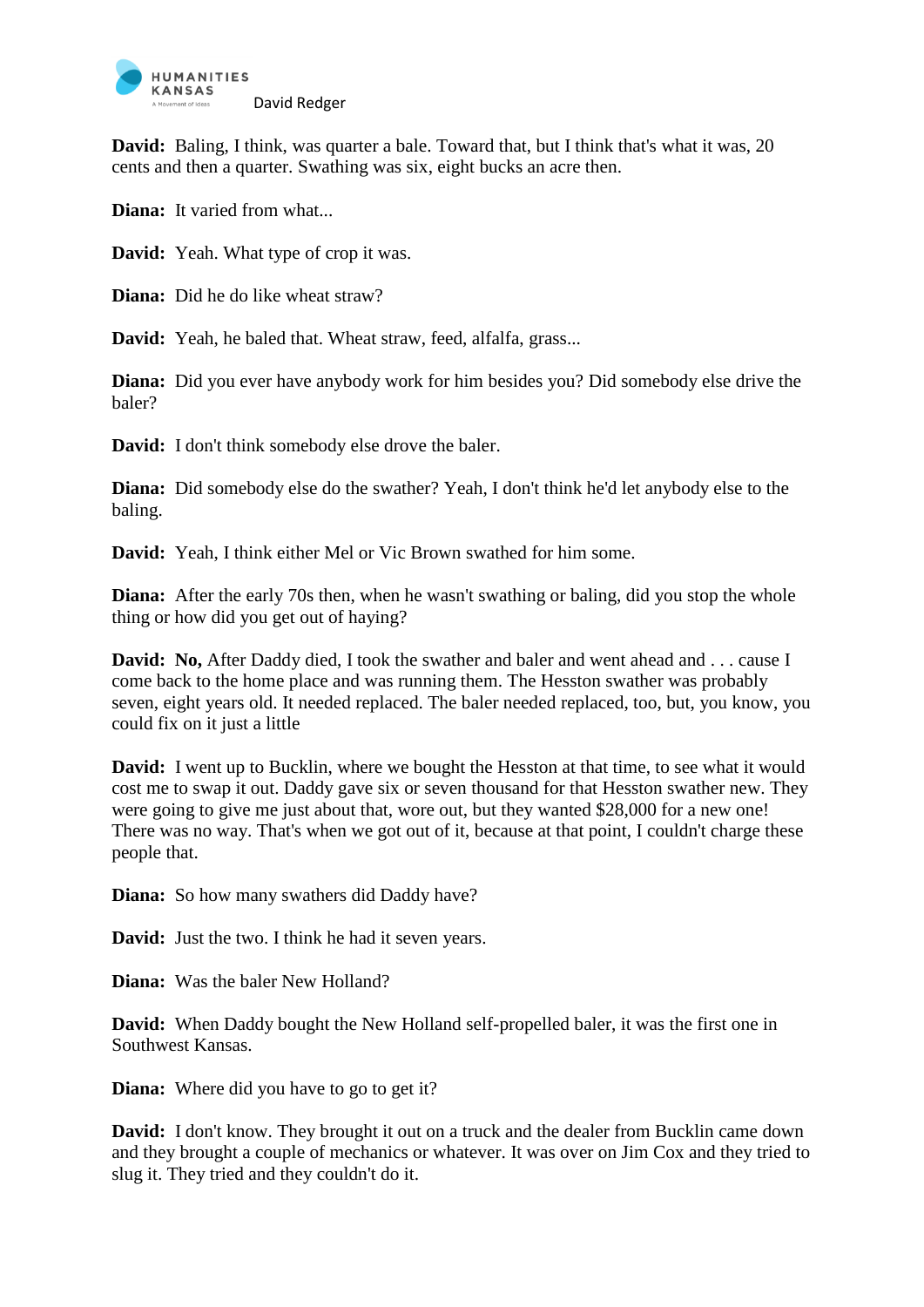**David:** Baling, I think, was quarter a bale. Toward that, but I think that's what it was, 20 cents and then a quarter. Swathing was six, eight bucks an acre then.

**Diana:** It varied from what...

**David:** Yeah. What type of crop it was.

**Diana:** Did he do like wheat straw?

**David:** Yeah, he baled that. Wheat straw, feed, alfalfa, grass...

**Diana:** Did you ever have anybody work for him besides you? Did somebody else drive the baler?

**David:** I don't think somebody else drove the baler.

**Diana:** Did somebody else do the swather? Yeah, I don't think he'd let anybody else to the baling.

**David:** Yeah, I think either Mel or Vic Brown swathed for him some.

**Diana:** After the early 70s then, when he wasn't swathing or baling, did you stop the whole thing or how did you get out of haying?

**David:** **No,** After Daddy died, I took the swather and baler and went ahead and . . . cause I come back to the home place and was running them. The Hesston swather was probably seven, eight years old. It needed replaced. The baler needed replaced, too, but, you know, you could fix on it just a little

**David:** I went up to Bucklin, where we bought the Hesston at that time, to see what it would cost me to swap it out. Daddy gave six or seven thousand for that Hesston swather new. They were going to give me just about that, wore out, but they wanted $28,000 for a new one! There was no way. That's when we got out of it, because at that point, I couldn't charge these people that.

**Diana:** So how many swathers did Daddy have?

**David:** Just the two. I think he had it seven years.

**Diana:** Was the baler New Holland?

**David:** When Daddy bought the New Holland self-propelled baler, it was the first one in Southwest Kansas.

**Diana:** Where did you have to go to get it?

**David:** I don't know. They brought it out on a truck and the dealer from Bucklin came down and they brought a couple of mechanics or whatever. It was over on Jim Cox and they tried to slug it. They tried and they couldn't do it.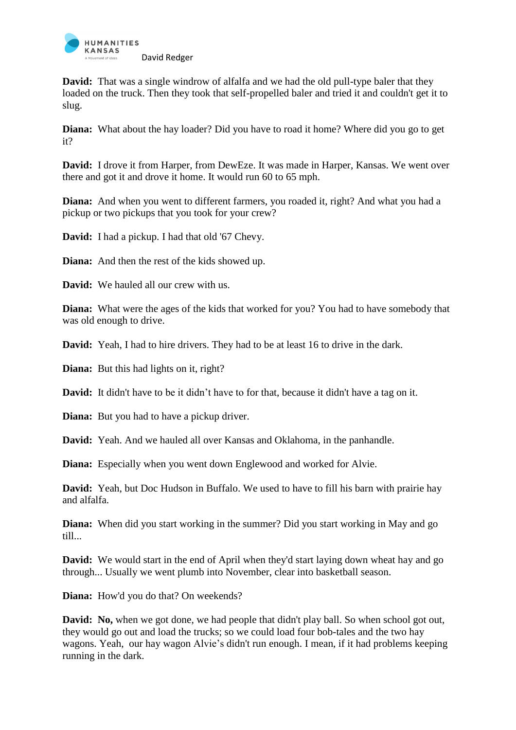**David:** That was a single windrow of alfalfa and we had the old pull-type baler that they loaded on the truck. Then they took that self-propelled baler and tried it and couldn't get it to slug.

**Diana:** What about the hay loader? Did you have to road it home? Where did you go to get it?

**David:** I drove it from Harper, from DewEze. It was made in Harper, Kansas. We went over there and got it and drove it home. It would run 60 to 65 mph.

**Diana:** And when you went to different farmers, you roaded it, right? And what you had a pickup or two pickups that you took for your crew?

**David:** I had a pickup. I had that old '67 Chevy.

**Diana:** And then the rest of the kids showed up.

**David:** We hauled all our crew with us.

**Diana:** What were the ages of the kids that worked for you? You had to have somebody that was old enough to drive.

**David:** Yeah, I had to hire drivers. They had to be at least 16 to drive in the dark.

**Diana:** But this had lights on it, right?

**David:** It didn't have to be it didn't have to for that, because it didn't have a tag on it.

**Diana:** But you had to have a pickup driver.

**David:** Yeah. And we hauled all over Kansas and Oklahoma, in the panhandle.

**Diana:** Especially when you went down Englewood and worked for Alvie.

**David:** Yeah, but Doc Hudson in Buffalo. We used to have to fill his barn with prairie hay and alfalfa.

**Diana:** When did you start working in the summer? Did you start working in May and go till...

**David:** We would start in the end of April when they'd start laying down wheat hay and go through... Usually we went plumb into November, clear into basketball season.

**Diana:** How'd you do that? On weekends?

**David:** **No,** when we got done, we had people that didn't play ball. So when school got out, they would go out and load the trucks; so we could load four bob-tales and the two hay wagons. Yeah, our hay wagon Alvie's didn't run enough. I mean, if it had problems keeping running in the dark.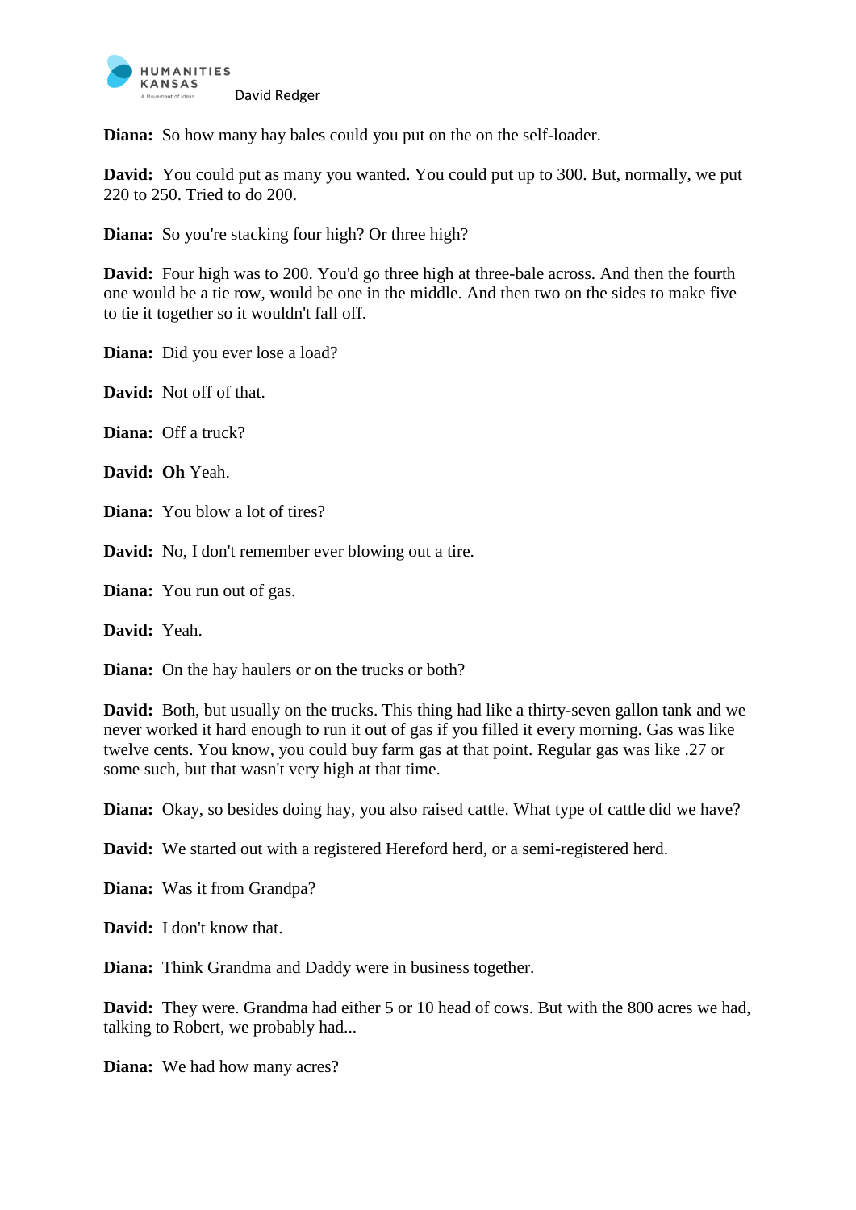**Diana:** So how many hay bales could you put on the on the self-loader.

**David:** You could put as many you wanted. You could put up to 300. But, normally, we put 220 to 250. Tried to do 200.

**Diana:** So you're stacking four high? Or three high?

**David:** Four high was to 200. You'd go three high at three-bale across. And then the fourth one would be a tie row, would be one in the middle. And then two on the sides to make five to tie it together so it wouldn't fall off.

**Diana:** Did you ever lose a load?

**David:** Not off of that.

**Diana:** Off a truck?

**David:** **Oh** Yeah.

**Diana:** You blow a lot of tires?

**David:** No, I don't remember ever blowing out a tire.

**Diana:** You run out of gas.

**David:** Yeah.

**Diana:** On the hay haulers or on the trucks or both?

**David:** Both, but usually on the trucks. This thing had like a thirty-seven gallon tank and we never worked it hard enough to run it out of gas if you filled it every morning. Gas was like twelve cents. You know, you could buy farm gas at that point. Regular gas was like .27 or some such, but that wasn't very high at that time.

**Diana:** Okay, so besides doing hay, you also raised cattle. What type of cattle did we have?

**David:** We started out with a registered Hereford herd, or a semi-registered herd.

**Diana:** Was it from Grandpa?

**David:** I don't know that.

**Diana:** Think Grandma and Daddy were in business together.

**David:** They were. Grandma had either 5 or 10 head of cows. But with the 800 acres we had, talking to Robert, we probably had...

**Diana:** We had how many acres?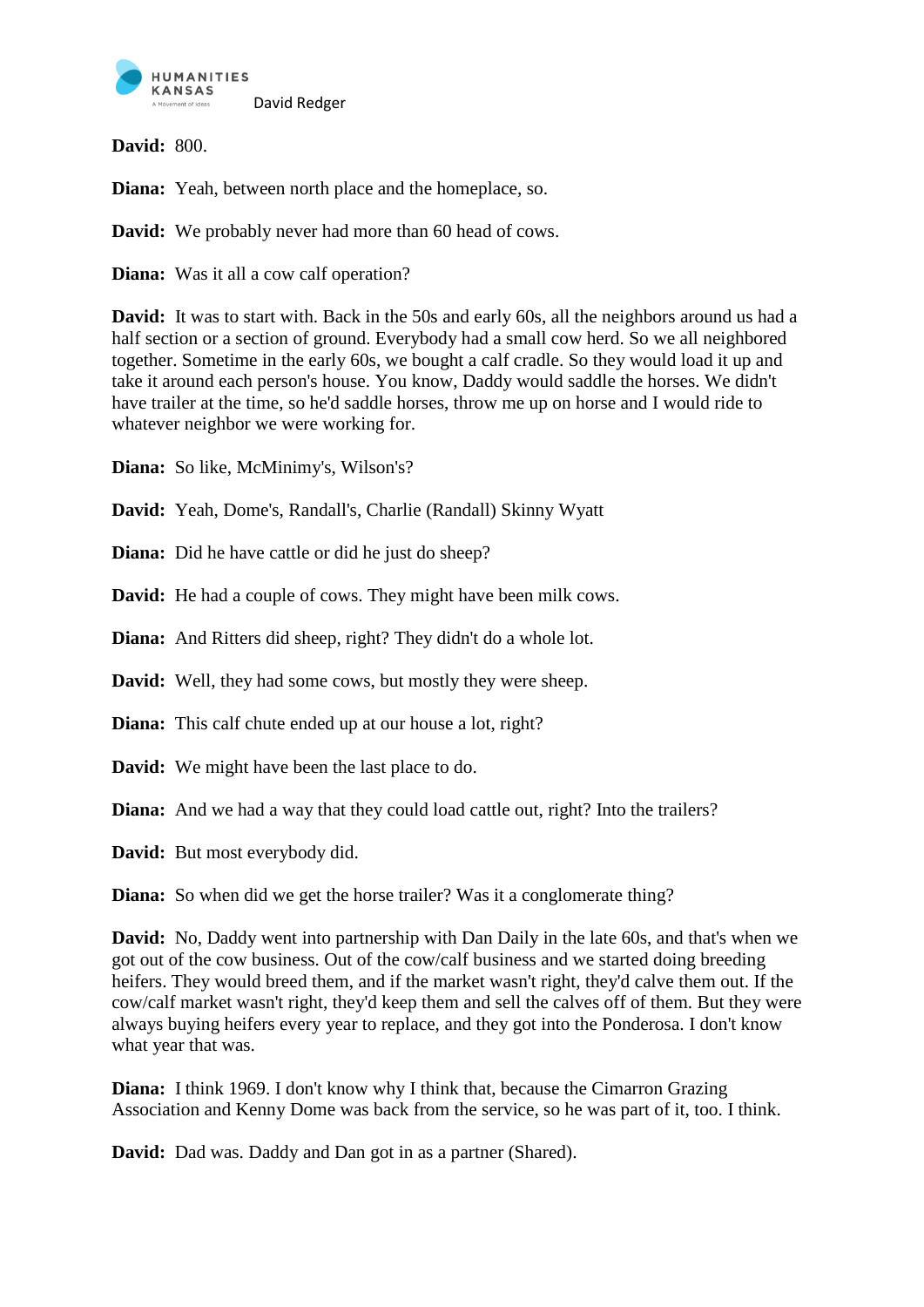**David:** 800.

**Diana:** Yeah, between north place and the homeplace, so.

**David:** We probably never had more than 60 head of cows.

**Diana:** Was it all a cow calf operation?

**David:** It was to start with. Back in the 50s and early 60s, all the neighbors around us had a half section or a section of ground. Everybody had a small cow herd. So we all neighbored together. Sometime in the early 60s, we bought a calf cradle. So they would load it up and take it around each person's house. You know, Daddy would saddle the horses. We didn't have trailer at the time, so he'd saddle horses, throw me up on horse and I would ride to whatever neighbor we were working for.

**Diana:** So like, McMinimy's, Wilson's?

**David:** Yeah, Dome's, Randall's, Charlie (Randall) Skinny Wyatt

**Diana:** Did he have cattle or did he just do sheep?

**David:** He had a couple of cows. They might have been milk cows.

**Diana:** And Ritters did sheep, right? They didn't do a whole lot.

**David:** Well, they had some cows, but mostly they were sheep.

**Diana:** This calf chute ended up at our house a lot, right?

**David:** We might have been the last place to do.

**Diana:** And we had a way that they could load cattle out, right? Into the trailers?

**David:** But most everybody did.

**Diana:** So when did we get the horse trailer? Was it a conglomerate thing?

**David:** No, Daddy went into partnership with Dan Daily in the late 60s, and that's when we got out of the cow business. Out of the cow/calf business and we started doing breeding heifers. They would breed them, and if the market wasn't right, they'd calve them out. If the cow/calf market wasn't right, they'd keep them and sell the calves off of them. But they were always buying heifers every year to replace, and they got into the Ponderosa. I don't know what year that was.

**Diana:** I think 1969. I don't know why I think that, because the Cimarron Grazing Association and Kenny Dome was back from the service, so he was part of it, too. I think.

**David:** Dad was. Daddy and Dan got in as a partner (Shared).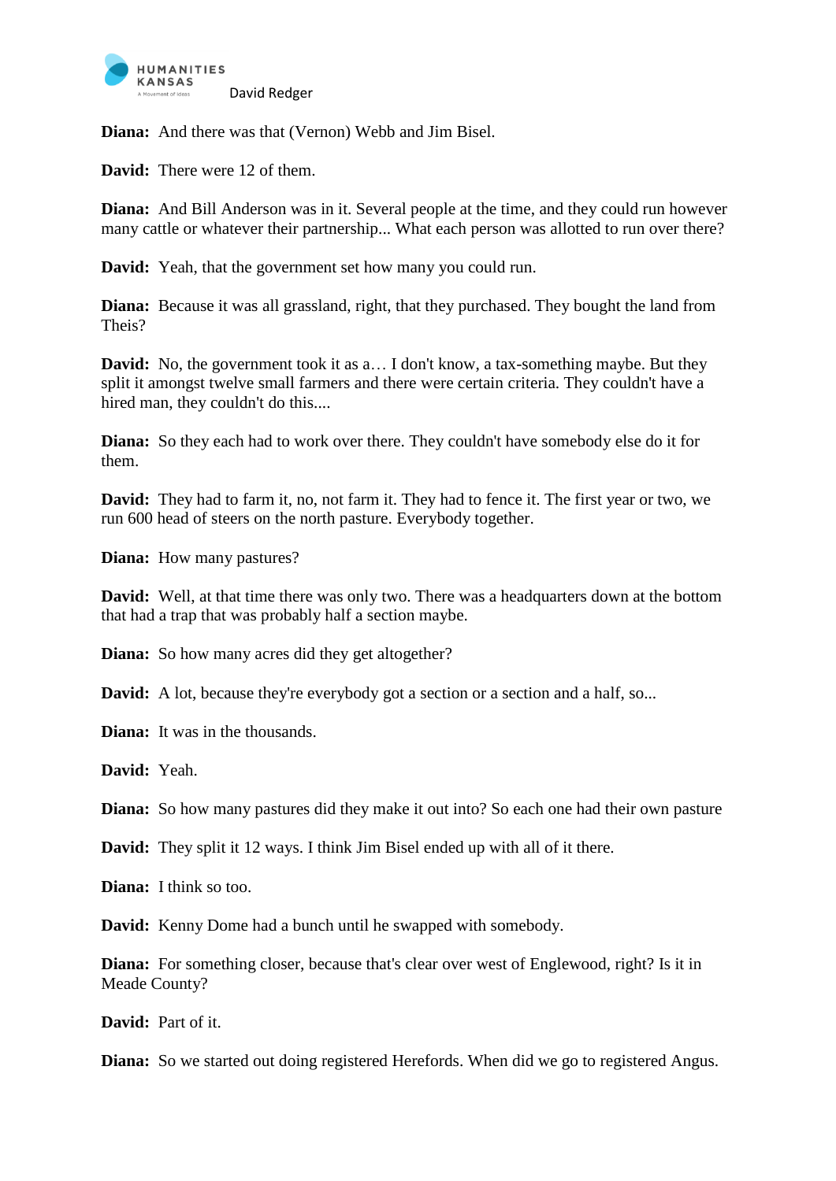**Diana:** And there was that (Vernon) Webb and Jim Bisel.

**David:** There were 12 of them.

**Diana:** And Bill Anderson was in it. Several people at the time, and they could run however many cattle or whatever their partnership... What each person was allotted to run over there?

**David:** Yeah, that the government set how many you could run.

**Diana:** Because it was all grassland, right, that they purchased. They bought the land from Theis?

**David:** No, the government took it as a… I don't know, a tax-something maybe. But they split it amongst twelve small farmers and there were certain criteria. They couldn't have a hired man, they couldn't do this....

**Diana:** So they each had to work over there. They couldn't have somebody else do it for them.

**David:** They had to farm it, no, not farm it. They had to fence it. The first year or two, we run 600 head of steers on the north pasture. Everybody together.

**Diana:** How many pastures?

**David:** Well, at that time there was only two. There was a headquarters down at the bottom that had a trap that was probably half a section maybe.

**Diana:** So how many acres did they get altogether?

**David:** A lot, because they're everybody got a section or a section and a half, so...

**Diana:** It was in the thousands.

**David:** Yeah.

**Diana:** So how many pastures did they make it out into? So each one had their own pasture

**David:** They split it 12 ways. I think Jim Bisel ended up with all of it there.

**Diana:** I think so too.

**David:** Kenny Dome had a bunch until he swapped with somebody.

**Diana:** For something closer, because that's clear over west of Englewood, right? Is it in Meade County?

**David:** Part of it.

**Diana:** So we started out doing registered Herefords. When did we go to registered Angus.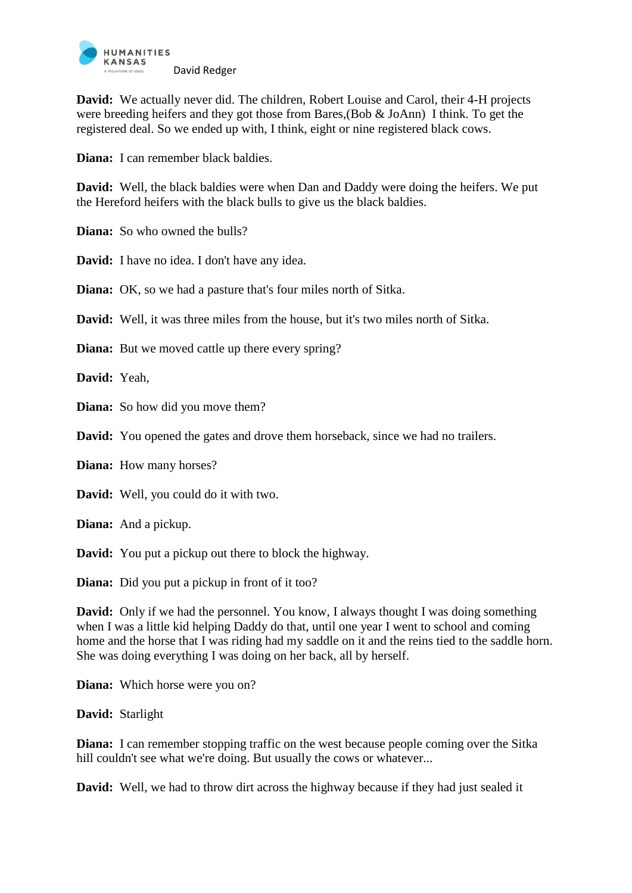**David:** We actually never did. The children, Robert Louise and Carol, their 4-H projects were breeding heifers and they got those from Bares,(Bob & JoAnn) I think. To get the registered deal. So we ended up with, I think, eight or nine registered black cows.

**Diana:** I can remember black baldies.

**David:** Well, the black baldies were when Dan and Daddy were doing the heifers. We put the Hereford heifers with the black bulls to give us the black baldies.

**Diana:** So who owned the bulls?

**David:** I have no idea. I don't have any idea.

**Diana:** OK, so we had a pasture that's four miles north of Sitka.

**David:** Well, it was three miles from the house, but it's two miles north of Sitka.

**Diana:** But we moved cattle up there every spring?

**David:** Yeah,

**Diana:** So how did you move them?

**David:** You opened the gates and drove them horseback, since we had no trailers.

**Diana:** How many horses?

**David:** Well, you could do it with two.

**Diana:** And a pickup.

**David:** You put a pickup out there to block the highway.

**Diana:** Did you put a pickup in front of it too?

**David:** Only if we had the personnel. You know, I always thought I was doing something when I was a little kid helping Daddy do that, until one year I went to school and coming home and the horse that I was riding had my saddle on it and the reins tied to the saddle horn. She was doing everything I was doing on her back, all by herself.

**Diana:** Which horse were you on?

**David:** Starlight

**Diana:** I can remember stopping traffic on the west because people coming over the Sitka hill couldn't see what we're doing. But usually the cows or whatever...

**David:** Well, we had to throw dirt across the highway because if they had just sealed it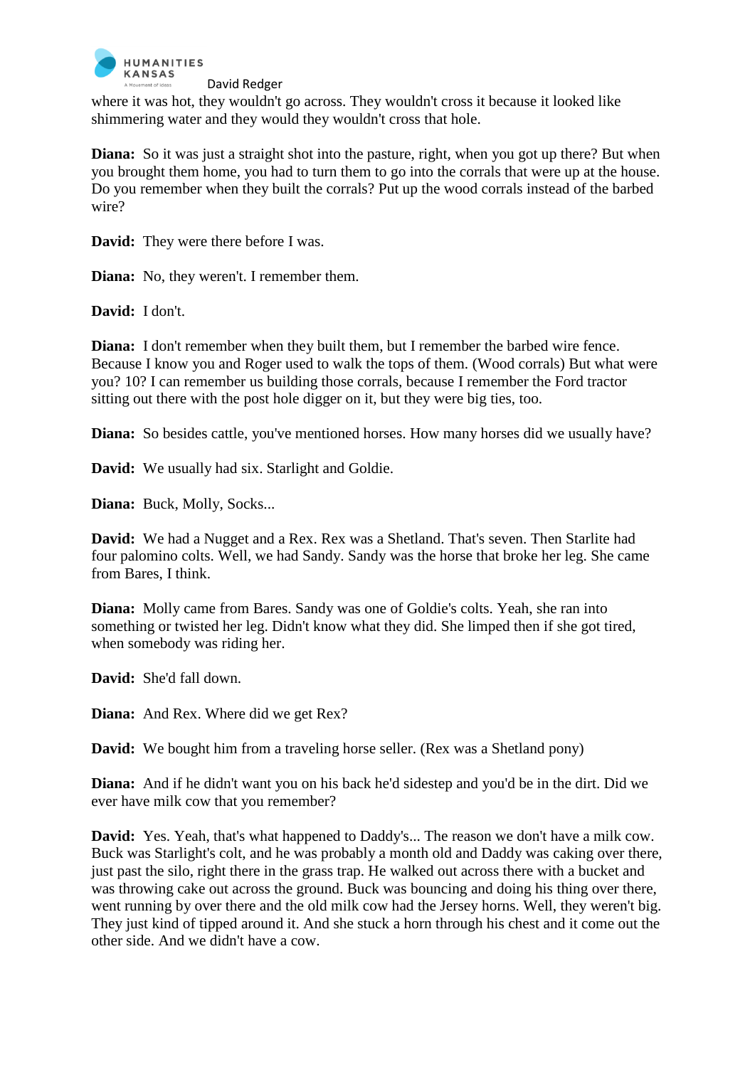where it was hot, they wouldn't go across. They wouldn't cross it because it looked like shimmering water and they would they wouldn't cross that hole.

**Diana:** So it was just a straight shot into the pasture, right, when you got up there? But when you brought them home, you had to turn them to go into the corrals that were up at the house. Do you remember when they built the corrals? Put up the wood corrals instead of the barbed wire?

**David:** They were there before I was.

**Diana:** No, they weren't. I remember them.

**David:** I don't.

**Diana:** I don't remember when they built them, but I remember the barbed wire fence. Because I know you and Roger used to walk the tops of them. (Wood corrals) But what were you? 10? I can remember us building those corrals, because I remember the Ford tractor sitting out there with the post hole digger on it, but they were big ties, too.

**Diana:** So besides cattle, you've mentioned horses. How many horses did we usually have?

**David:** We usually had six. Starlight and Goldie.

**Diana:** Buck, Molly, Socks...

**David:** We had a Nugget and a Rex. Rex was a Shetland. That's seven. Then Starlite had four palomino colts. Well, we had Sandy. Sandy was the horse that broke her leg. She came from Bares, I think.

**Diana:** Molly came from Bares. Sandy was one of Goldie's colts. Yeah, she ran into something or twisted her leg. Didn't know what they did. She limped then if she got tired, when somebody was riding her.

**David:** She'd fall down.

**Diana:** And Rex. Where did we get Rex?

**David:** We bought him from a traveling horse seller. (Rex was a Shetland pony)

**Diana:** And if he didn't want you on his back he'd sidestep and you'd be in the dirt. Did we ever have milk cow that you remember?

**David:** Yes. Yeah, that's what happened to Daddy's... The reason we don't have a milk cow. Buck was Starlight's colt, and he was probably a month old and Daddy was caking over there, just past the silo, right there in the grass trap. He walked out across there with a bucket and was throwing cake out across the ground. Buck was bouncing and doing his thing over there, went running by over there and the old milk cow had the Jersey horns. Well, they weren't big. They just kind of tipped around it. And she stuck a horn through his chest and it come out the other side. And we didn't have a cow.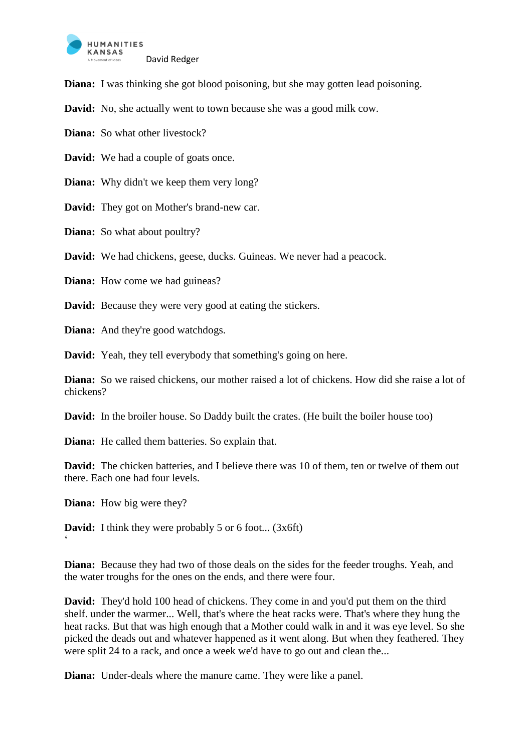**Diana:** I was thinking she got blood poisoning, but she may gotten lead poisoning.

**David:** No, she actually went to town because she was a good milk cow.

**Diana:** So what other livestock?

**David:** We had a couple of goats once.

**Diana:** Why didn't we keep them very long?

**David:** They got on Mother's brand-new car.

**Diana:** So what about poultry?

**David:** We had chickens, geese, ducks. Guineas. We never had a peacock.

**Diana:** How come we had guineas?

**David:** Because they were very good at eating the stickers.

**Diana:** And they're good watchdogs.

**David:** Yeah, they tell everybody that something's going on here.

**Diana:** So we raised chickens, our mother raised a lot of chickens. How did she raise a lot of chickens?

**David:** In the broiler house. So Daddy built the crates. (He built the boiler house too)

**Diana:** He called them batteries. So explain that.

**David:** The chicken batteries, and I believe there was 10 of them, ten or twelve of them out there. Each one had four levels.

**Diana:** How big were they?

**David:** I think they were probably 5 or 6 foot... (3x6ft)
‘

**Diana:** Because they had two of those deals on the sides for the feeder troughs. Yeah, and the water troughs for the ones on the ends, and there were four.

**David:** They'd hold 100 head of chickens. They come in and you'd put them on the third shelf. under the warmer... Well, that's where the heat racks were. That's where they hung the heat racks. But that was high enough that a Mother could walk in and it was eye level. So she picked the deads out and whatever happened as it went along. But when they feathered. They were split 24 to a rack, and once a week we'd have to go out and clean the...

**Diana:** Under-deals where the manure came. They were like a panel.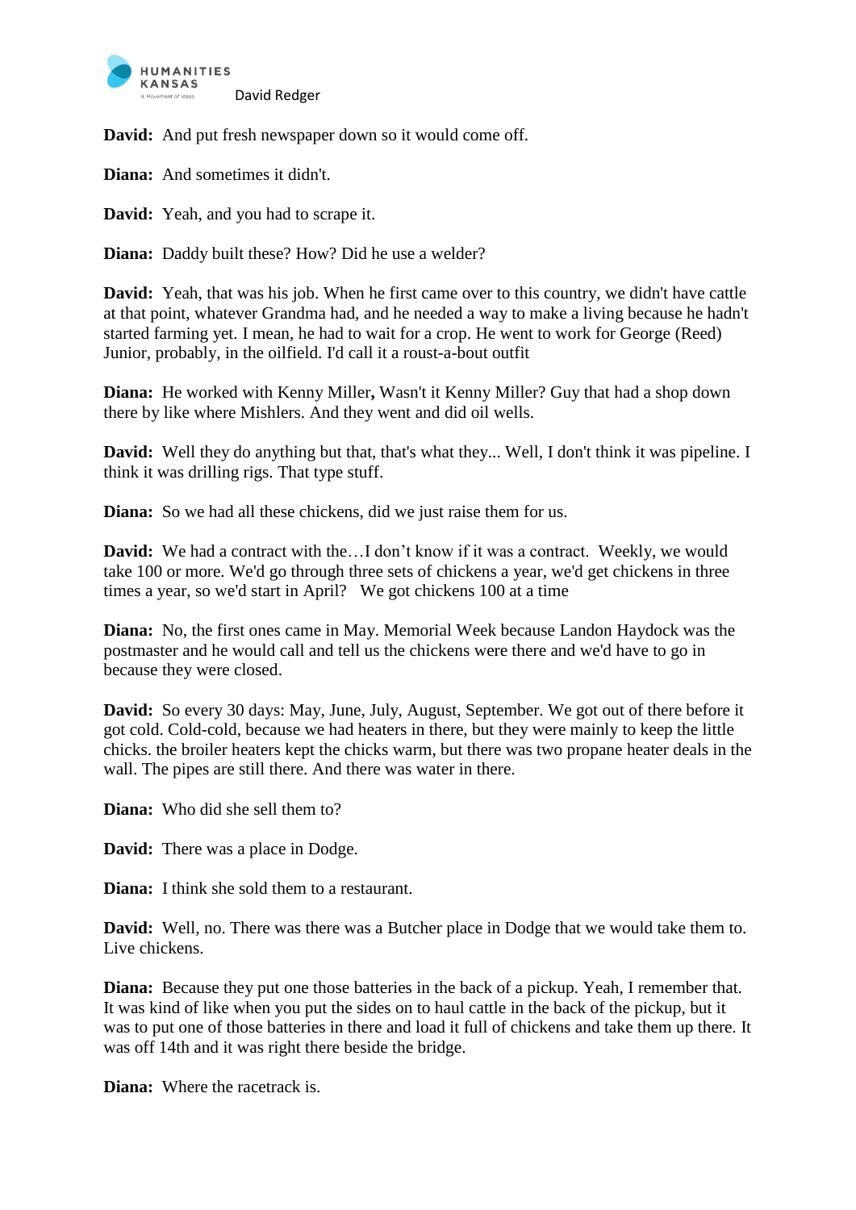**David:** And put fresh newspaper down so it would come off.

**Diana:** And sometimes it didn't.

**David:** Yeah, and you had to scrape it.

**Diana:** Daddy built these? How? Did he use a welder?

**David:** Yeah, that was his job. When he first came over to this country, we didn't have cattle at that point, whatever Grandma had, and he needed a way to make a living because he hadn't started farming yet. I mean, he had to wait for a crop. He went to work for George (Reed) Junior, probably, in the oilfield. I'd call it a roust-a-bout outfit

**Diana:** He worked with Kenny Miller**,** Wasn't it Kenny Miller? Guy that had a shop down there by like where Mishlers. And they went and did oil wells.

**David:** Well they do anything but that, that's what they... Well, I don't think it was pipeline. I think it was drilling rigs. That type stuff.

**Diana:** So we had all these chickens, did we just raise them for us.

**David:** We had a contract with the…I don't know if it was a contract. Weekly, we would take 100 or more. We'd go through three sets of chickens a year, we'd get chickens in three times a year, so we'd start in April? We got chickens 100 at a time

**Diana:** No, the first ones came in May. Memorial Week because Landon Haydock was the postmaster and he would call and tell us the chickens were there and we'd have to go in because they were closed.

**David:** So every 30 days: May, June, July, August, September. We got out of there before it got cold. Cold-cold, because we had heaters in there, but they were mainly to keep the little chicks. the broiler heaters kept the chicks warm, but there was two propane heater deals in the wall. The pipes are still there. And there was water in there.

**Diana:** Who did she sell them to?

**David:** There was a place in Dodge.

**Diana:** I think she sold them to a restaurant.

**David:** Well, no. There was there was a Butcher place in Dodge that we would take them to. Live chickens.

**Diana:** Because they put one those batteries in the back of a pickup. Yeah, I remember that. It was kind of like when you put the sides on to haul cattle in the back of the pickup, but it was to put one of those batteries in there and load it full of chickens and take them up there. It was off 14th and it was right there beside the bridge.

**Diana:** Where the racetrack is.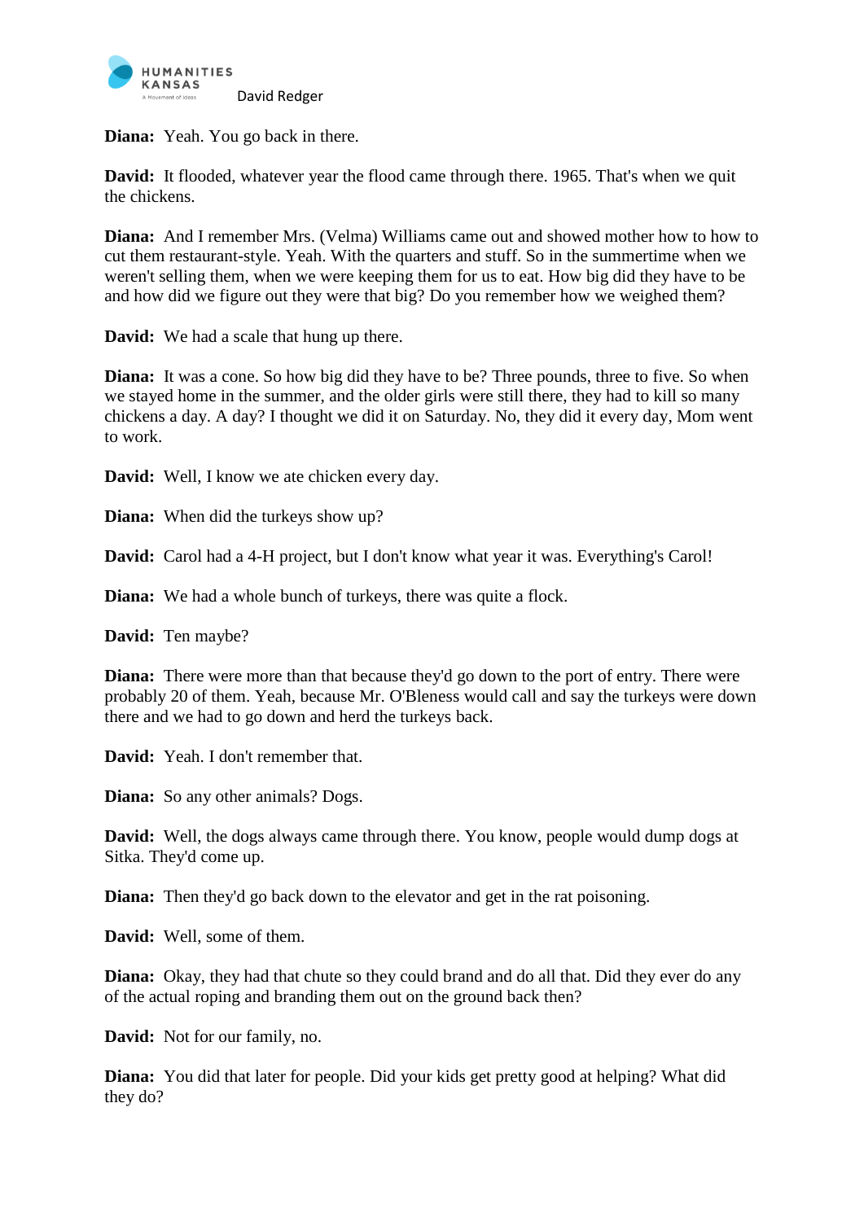**Diana:** Yeah. You go back in there.

**David:** It flooded, whatever year the flood came through there. 1965. That's when we quit the chickens.

**Diana:** And I remember Mrs. (Velma) Williams came out and showed mother how to how to cut them restaurant-style. Yeah. With the quarters and stuff. So in the summertime when we weren't selling them, when we were keeping them for us to eat. How big did they have to be and how did we figure out they were that big? Do you remember how we weighed them?

**David:** We had a scale that hung up there.

**Diana:** It was a cone. So how big did they have to be? Three pounds, three to five. So when we stayed home in the summer, and the older girls were still there, they had to kill so many chickens a day. A day? I thought we did it on Saturday. No, they did it every day, Mom went to work.

**David:** Well, I know we ate chicken every day.

**Diana:** When did the turkeys show up?

**David:** Carol had a 4-H project, but I don't know what year it was. Everything's Carol!

**Diana:** We had a whole bunch of turkeys, there was quite a flock.

**David:** Ten maybe?

**Diana:** There were more than that because they'd go down to the port of entry. There were probably 20 of them. Yeah, because Mr. O'Bleness would call and say the turkeys were down there and we had to go down and herd the turkeys back.

**David:** Yeah. I don't remember that.

**Diana:** So any other animals? Dogs.

**David:** Well, the dogs always came through there. You know, people would dump dogs at Sitka. They'd come up.

**Diana:** Then they'd go back down to the elevator and get in the rat poisoning.

**David:** Well, some of them.

**Diana:** Okay, they had that chute so they could brand and do all that. Did they ever do any of the actual roping and branding them out on the ground back then?

**David:** Not for our family, no.

**Diana:** You did that later for people. Did your kids get pretty good at helping? What did they do?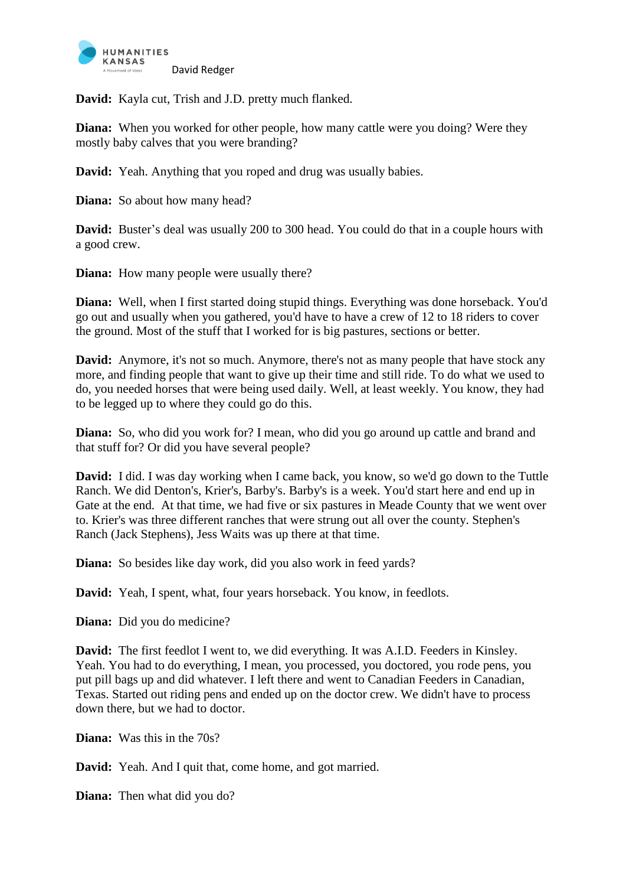**David:** Kayla cut, Trish and J.D. pretty much flanked.

**Diana:** When you worked for other people, how many cattle were you doing? Were they mostly baby calves that you were branding?

**David:** Yeah. Anything that you roped and drug was usually babies.

**Diana:** So about how many head?

**David:** Buster's deal was usually 200 to 300 head. You could do that in a couple hours with a good crew.

**Diana:** How many people were usually there?

**Diana:** Well, when I first started doing stupid things. Everything was done horseback. You'd go out and usually when you gathered, you'd have to have a crew of 12 to 18 riders to cover the ground. Most of the stuff that I worked for is big pastures, sections or better.

**David:** Anymore, it's not so much. Anymore, there's not as many people that have stock any more, and finding people that want to give up their time and still ride. To do what we used to do, you needed horses that were being used daily. Well, at least weekly. You know, they had to be legged up to where they could go do this.

**Diana:** So, who did you work for? I mean, who did you go around up cattle and brand and that stuff for? Or did you have several people?

**David:** I did. I was day working when I came back, you know, so we'd go down to the Tuttle Ranch. We did Denton's, Krier's, Barby's. Barby's is a week. You'd start here and end up in Gate at the end. At that time, we had five or six pastures in Meade County that we went over to. Krier's was three different ranches that were strung out all over the county. Stephen's Ranch (Jack Stephens), Jess Waits was up there at that time.

**Diana:** So besides like day work, did you also work in feed yards?

**David:** Yeah, I spent, what, four years horseback. You know, in feedlots.

**Diana:** Did you do medicine?

**David:** The first feedlot I went to, we did everything. It was A.I.D. Feeders in Kinsley. Yeah. You had to do everything, I mean, you processed, you doctored, you rode pens, you put pill bags up and did whatever. I left there and went to Canadian Feeders in Canadian, Texas. Started out riding pens and ended up on the doctor crew. We didn't have to process down there, but we had to doctor.

**Diana:** Was this in the 70s?

**David:** Yeah. And I quit that, come home, and got married.

**Diana:** Then what did you do?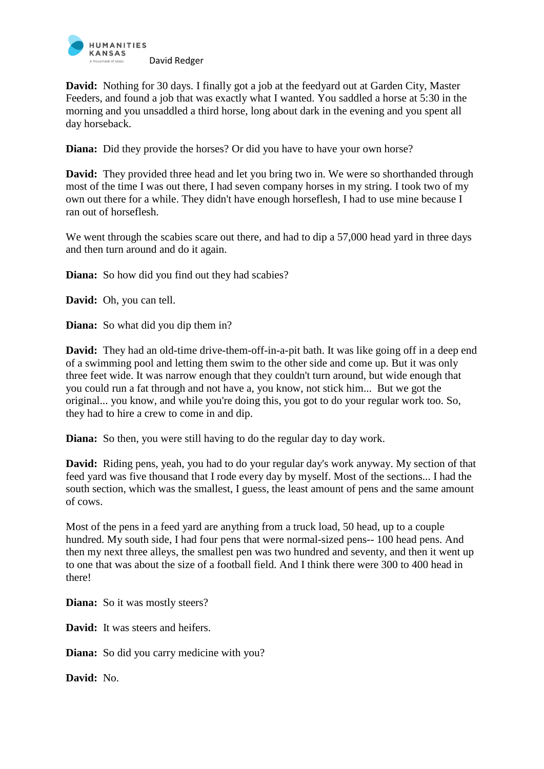**David:** Nothing for 30 days. I finally got a job at the feedyard out at Garden City, Master Feeders, and found a job that was exactly what I wanted. You saddled a horse at 5:30 in the morning and you unsaddled a third horse, long about dark in the evening and you spent all day horseback.

**Diana:** Did they provide the horses? Or did you have to have your own horse?

**David:** They provided three head and let you bring two in. We were so shorthanded through most of the time I was out there, I had seven company horses in my string. I took two of my own out there for a while. They didn't have enough horseflesh, I had to use mine because I ran out of horseflesh.

We went through the scabies scare out there, and had to dip a 57,000 head yard in three days and then turn around and do it again.

**Diana:** So how did you find out they had scabies?

**David:** Oh, you can tell.

**Diana:** So what did you dip them in?

**David:** They had an old-time drive-them-off-in-a-pit bath. It was like going off in a deep end of a swimming pool and letting them swim to the other side and come up. But it was only three feet wide. It was narrow enough that they couldn't turn around, but wide enough that you could run a fat through and not have a, you know, not stick him... But we got the original... you know, and while you're doing this, you got to do your regular work too. So, they had to hire a crew to come in and dip.

**Diana:** So then, you were still having to do the regular day to day work.

**David:** Riding pens, yeah, you had to do your regular day's work anyway. My section of that feed yard was five thousand that I rode every day by myself. Most of the sections... I had the south section, which was the smallest, I guess, the least amount of pens and the same amount of cows.

Most of the pens in a feed yard are anything from a truck load, 50 head, up to a couple hundred. My south side, I had four pens that were normal-sized pens-- 100 head pens. And then my next three alleys, the smallest pen was two hundred and seventy, and then it went up to one that was about the size of a football field. And I think there were 300 to 400 head in there!

**Diana:** So it was mostly steers?

**David:** It was steers and heifers.

**Diana:** So did you carry medicine with you?

**David:** No.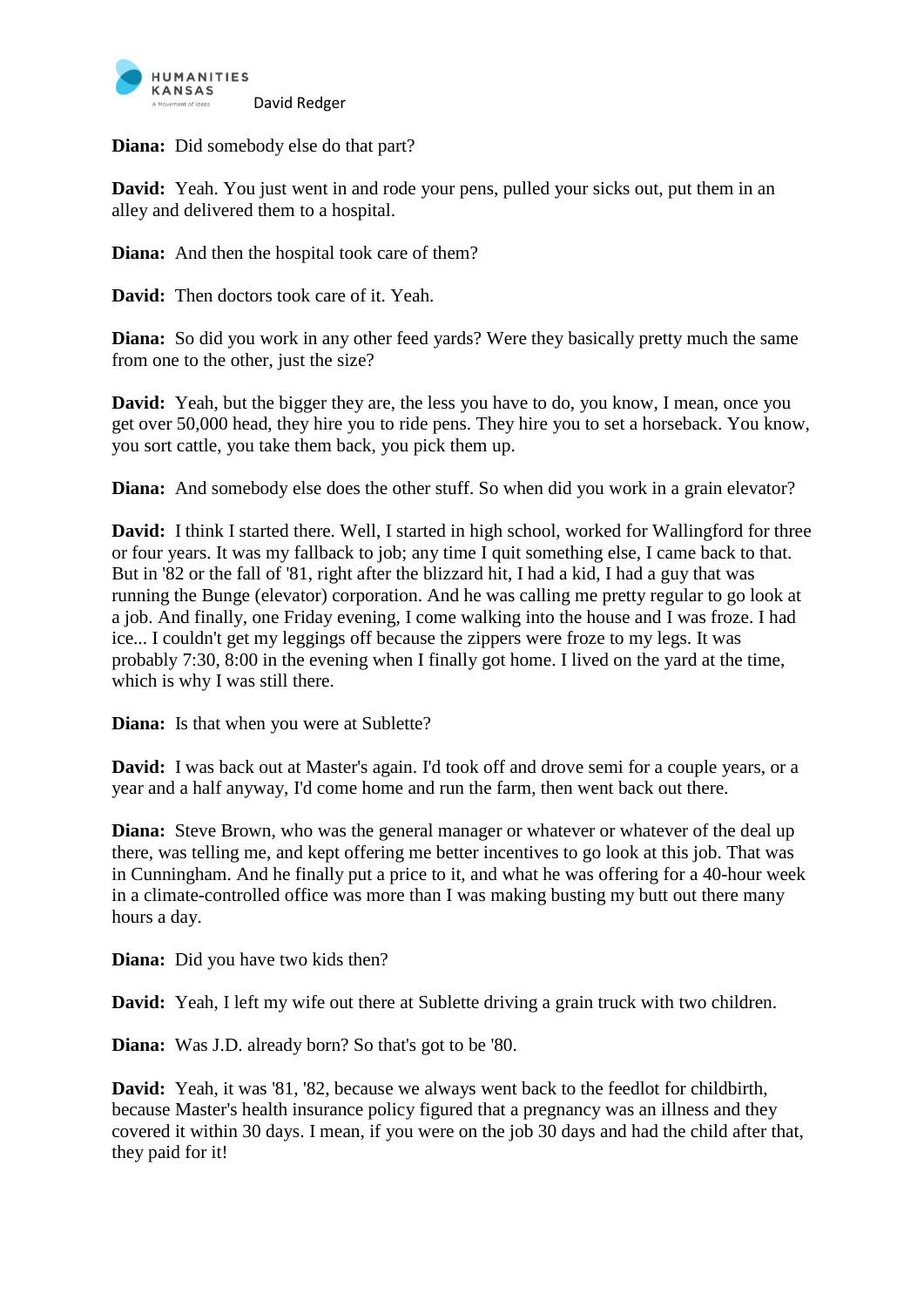**Diana:** Did somebody else do that part?

**David:** Yeah. You just went in and rode your pens, pulled your sicks out, put them in an alley and delivered them to a hospital.

**Diana:** And then the hospital took care of them?

**David:** Then doctors took care of it. Yeah.

**Diana:** So did you work in any other feed yards? Were they basically pretty much the same from one to the other, just the size?

**David:** Yeah, but the bigger they are, the less you have to do, you know, I mean, once you get over 50,000 head, they hire you to ride pens. They hire you to set a horseback. You know, you sort cattle, you take them back, you pick them up.

**Diana:** And somebody else does the other stuff. So when did you work in a grain elevator?

**David:** I think I started there. Well, I started in high school, worked for Wallingford for three or four years. It was my fallback to job; any time I quit something else, I came back to that. But in '82 or the fall of '81, right after the blizzard hit, I had a kid, I had a guy that was running the Bunge (elevator) corporation. And he was calling me pretty regular to go look at a job. And finally, one Friday evening, I come walking into the house and I was froze. I had ice... I couldn't get my leggings off because the zippers were froze to my legs. It was probably 7:30, 8:00 in the evening when I finally got home. I lived on the yard at the time, which is why I was still there.

**Diana:** Is that when you were at Sublette?

**David:** I was back out at Master's again. I'd took off and drove semi for a couple years, or a year and a half anyway, I'd come home and run the farm, then went back out there.

**Diana:** Steve Brown, who was the general manager or whatever or whatever of the deal up there, was telling me, and kept offering me better incentives to go look at this job. That was in Cunningham. And he finally put a price to it, and what he was offering for a 40-hour week in a climate-controlled office was more than I was making busting my butt out there many hours a day.

**Diana:** Did you have two kids then?

**David:** Yeah, I left my wife out there at Sublette driving a grain truck with two children.

**Diana:** Was J.D. already born? So that's got to be '80.

**David:** Yeah, it was '81, '82, because we always went back to the feedlot for childbirth, because Master's health insurance policy figured that a pregnancy was an illness and they covered it within 30 days. I mean, if you were on the job 30 days and had the child after that, they paid for it!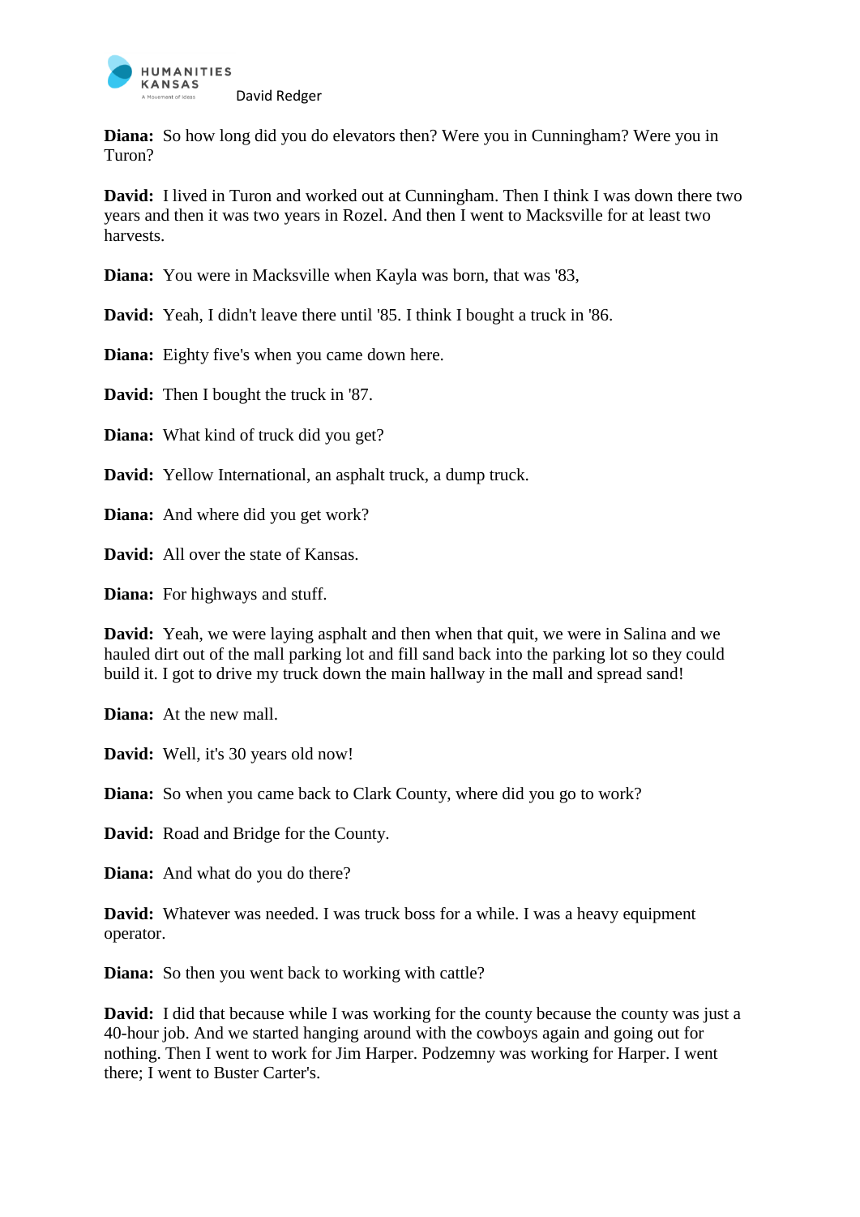**Diana:** So how long did you do elevators then? Were you in Cunningham? Were you in Turon?

**David:** I lived in Turon and worked out at Cunningham. Then I think I was down there two years and then it was two years in Rozel. And then I went to Macksville for at least two harvests.

**Diana:** You were in Macksville when Kayla was born, that was '83,

**David:** Yeah, I didn't leave there until '85. I think I bought a truck in '86.

**Diana:** Eighty five's when you came down here.

**David:** Then I bought the truck in '87.

**Diana:** What kind of truck did you get?

**David:** Yellow International, an asphalt truck, a dump truck.

**Diana:** And where did you get work?

**David:** All over the state of Kansas.

**Diana:** For highways and stuff.

**David:** Yeah, we were laying asphalt and then when that quit, we were in Salina and we hauled dirt out of the mall parking lot and fill sand back into the parking lot so they could build it. I got to drive my truck down the main hallway in the mall and spread sand!

**Diana:** At the new mall.

**David:** Well, it's 30 years old now!

**Diana:** So when you came back to Clark County, where did you go to work?

**David:** Road and Bridge for the County.

**Diana:** And what do you do there?

**David:** Whatever was needed. I was truck boss for a while. I was a heavy equipment operator.

**Diana:** So then you went back to working with cattle?

**David:** I did that because while I was working for the county because the county was just a 40-hour job. And we started hanging around with the cowboys again and going out for nothing. Then I went to work for Jim Harper. Podzemny was working for Harper. I went there; I went to Buster Carter's.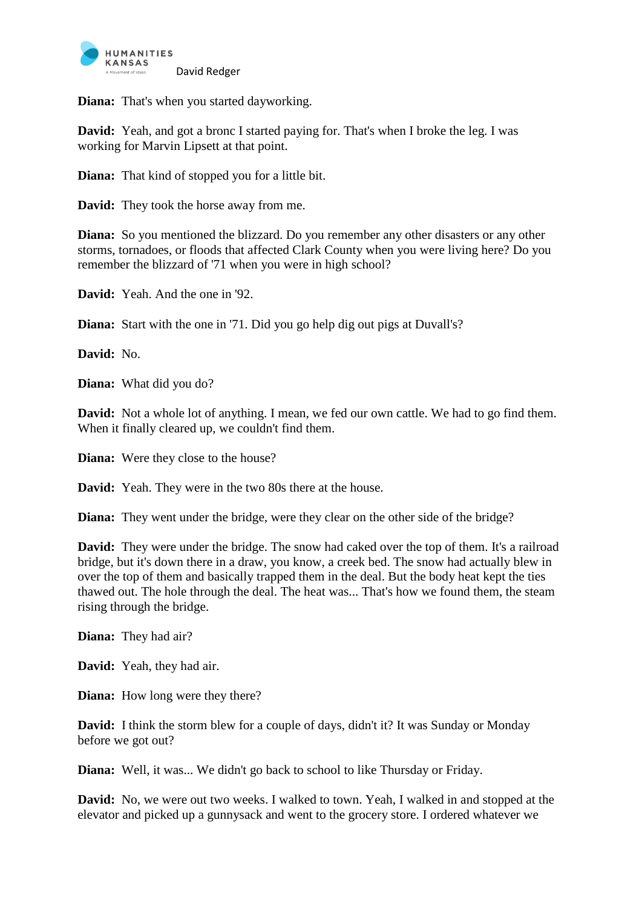**Diana:** That's when you started dayworking.

**David:** Yeah, and got a bronc I started paying for. That's when I broke the leg. I was working for Marvin Lipsett at that point.

**Diana:** That kind of stopped you for a little bit.

**David:** They took the horse away from me.

**Diana:** So you mentioned the blizzard. Do you remember any other disasters or any other storms, tornadoes, or floods that affected Clark County when you were living here? Do you remember the blizzard of '71 when you were in high school?

**David:** Yeah. And the one in '92.

**Diana:** Start with the one in '71. Did you go help dig out pigs at Duvall's?

**David:** No.

**Diana:** What did you do?

**David:** Not a whole lot of anything. I mean, we fed our own cattle. We had to go find them. When it finally cleared up, we couldn't find them.

**Diana:** Were they close to the house?

**David:** Yeah. They were in the two 80s there at the house.

**Diana:** They went under the bridge, were they clear on the other side of the bridge?

**David:** They were under the bridge. The snow had caked over the top of them. It's a railroad bridge, but it's down there in a draw, you know, a creek bed. The snow had actually blew in over the top of them and basically trapped them in the deal. But the body heat kept the ties thawed out. The hole through the deal. The heat was... That's how we found them, the steam rising through the bridge.

**Diana:** They had air?

**David:** Yeah, they had air.

**Diana:** How long were they there?

**David:** I think the storm blew for a couple of days, didn't it? It was Sunday or Monday before we got out?

**Diana:** Well, it was... We didn't go back to school to like Thursday or Friday.

**David:** No, we were out two weeks. I walked to town. Yeah, I walked in and stopped at the elevator and picked up a gunnysack and went to the grocery store. I ordered whatever we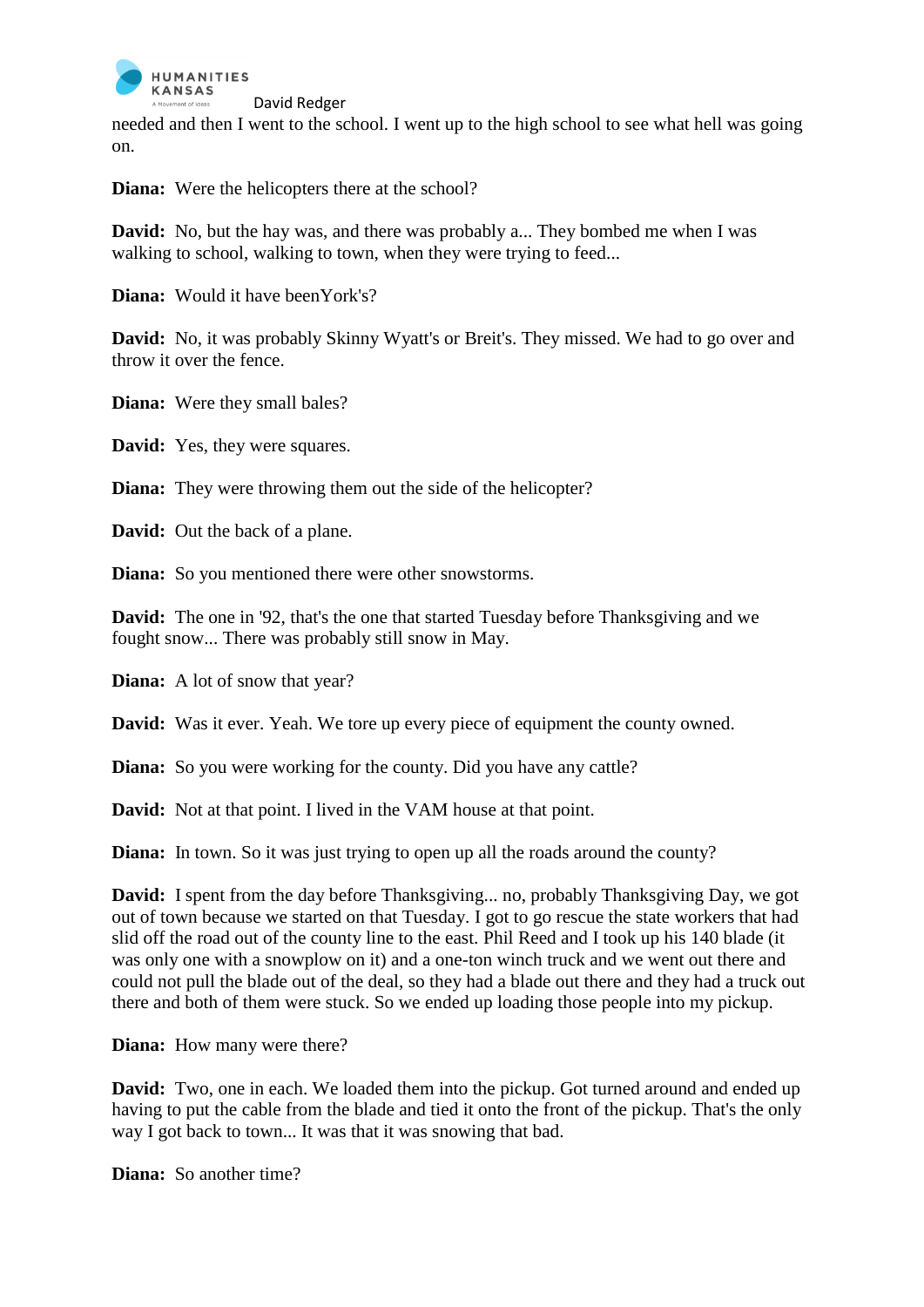needed and then I went to the school. I went up to the high school to see what hell was going on.

**Diana:** Were the helicopters there at the school?

**David:** No, but the hay was, and there was probably a... They bombed me when I was walking to school, walking to town, when they were trying to feed...

**Diana:** Would it have beenYork's?

**David:** No, it was probably Skinny Wyatt's or Breit's. They missed. We had to go over and throw it over the fence.

**Diana:** Were they small bales?

**David:** Yes, they were squares.

**Diana:** They were throwing them out the side of the helicopter?

**David:** Out the back of a plane.

**Diana:** So you mentioned there were other snowstorms.

**David:** The one in '92, that's the one that started Tuesday before Thanksgiving and we fought snow... There was probably still snow in May.

**Diana:** A lot of snow that year?

**David:** Was it ever. Yeah. We tore up every piece of equipment the county owned.

**Diana:** So you were working for the county. Did you have any cattle?

**David:** Not at that point. I lived in the VAM house at that point.

**Diana:** In town. So it was just trying to open up all the roads around the county?

**David:** I spent from the day before Thanksgiving... no, probably Thanksgiving Day, we got out of town because we started on that Tuesday. I got to go rescue the state workers that had slid off the road out of the county line to the east. Phil Reed and I took up his 140 blade (it was only one with a snowplow on it) and a one-ton winch truck and we went out there and could not pull the blade out of the deal, so they had a blade out there and they had a truck out there and both of them were stuck. So we ended up loading those people into my pickup.

**Diana:** How many were there?

**David:** Two, one in each. We loaded them into the pickup. Got turned around and ended up having to put the cable from the blade and tied it onto the front of the pickup. That's the only way I got back to town... It was that it was snowing that bad.

**Diana:** So another time?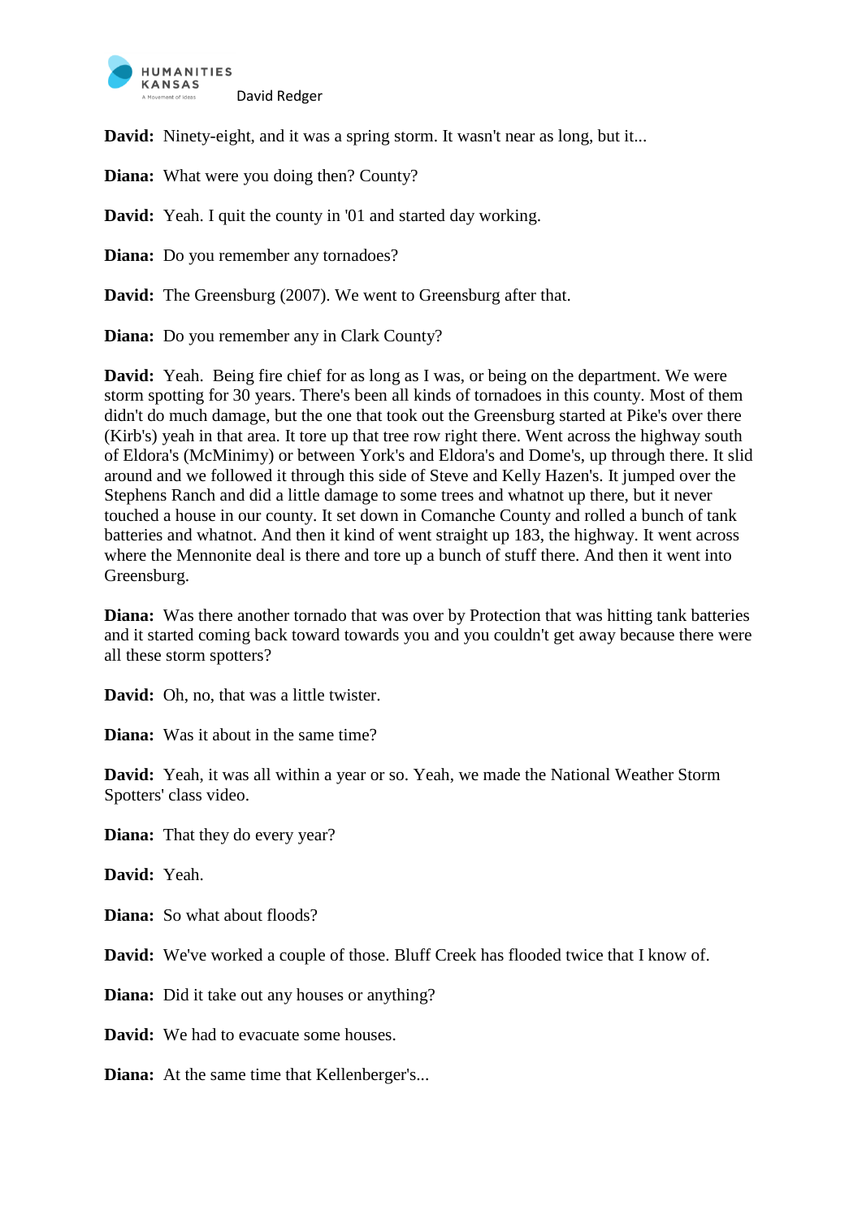**David:** Ninety-eight, and it was a spring storm. It wasn't near as long, but it...

**Diana:** What were you doing then? County?

**David:** Yeah. I quit the county in '01 and started day working.

**Diana:** Do you remember any tornadoes?

**David:** The Greensburg (2007). We went to Greensburg after that.

**Diana:** Do you remember any in Clark County?

**David:** Yeah. Being fire chief for as long as I was, or being on the department. We were storm spotting for 30 years. There's been all kinds of tornadoes in this county. Most of them didn't do much damage, but the one that took out the Greensburg started at Pike's over there (Kirb's) yeah in that area. It tore up that tree row right there. Went across the highway south of Eldora's (McMinimy) or between York's and Eldora's and Dome's, up through there. It slid around and we followed it through this side of Steve and Kelly Hazen's. It jumped over the Stephens Ranch and did a little damage to some trees and whatnot up there, but it never touched a house in our county. It set down in Comanche County and rolled a bunch of tank batteries and whatnot. And then it kind of went straight up 183, the highway. It went across where the Mennonite deal is there and tore up a bunch of stuff there. And then it went into Greensburg.

**Diana:** Was there another tornado that was over by Protection that was hitting tank batteries and it started coming back toward towards you and you couldn't get away because there were all these storm spotters?

**David:** Oh, no, that was a little twister.

**Diana:** Was it about in the same time?

**David:** Yeah, it was all within a year or so. Yeah, we made the National Weather Storm Spotters' class video.

**Diana:** That they do every year?

**David:** Yeah.

**Diana:** So what about floods?

**David:** We've worked a couple of those. Bluff Creek has flooded twice that I know of.

**Diana:** Did it take out any houses or anything?

**David:** We had to evacuate some houses.

**Diana:** At the same time that Kellenberger's...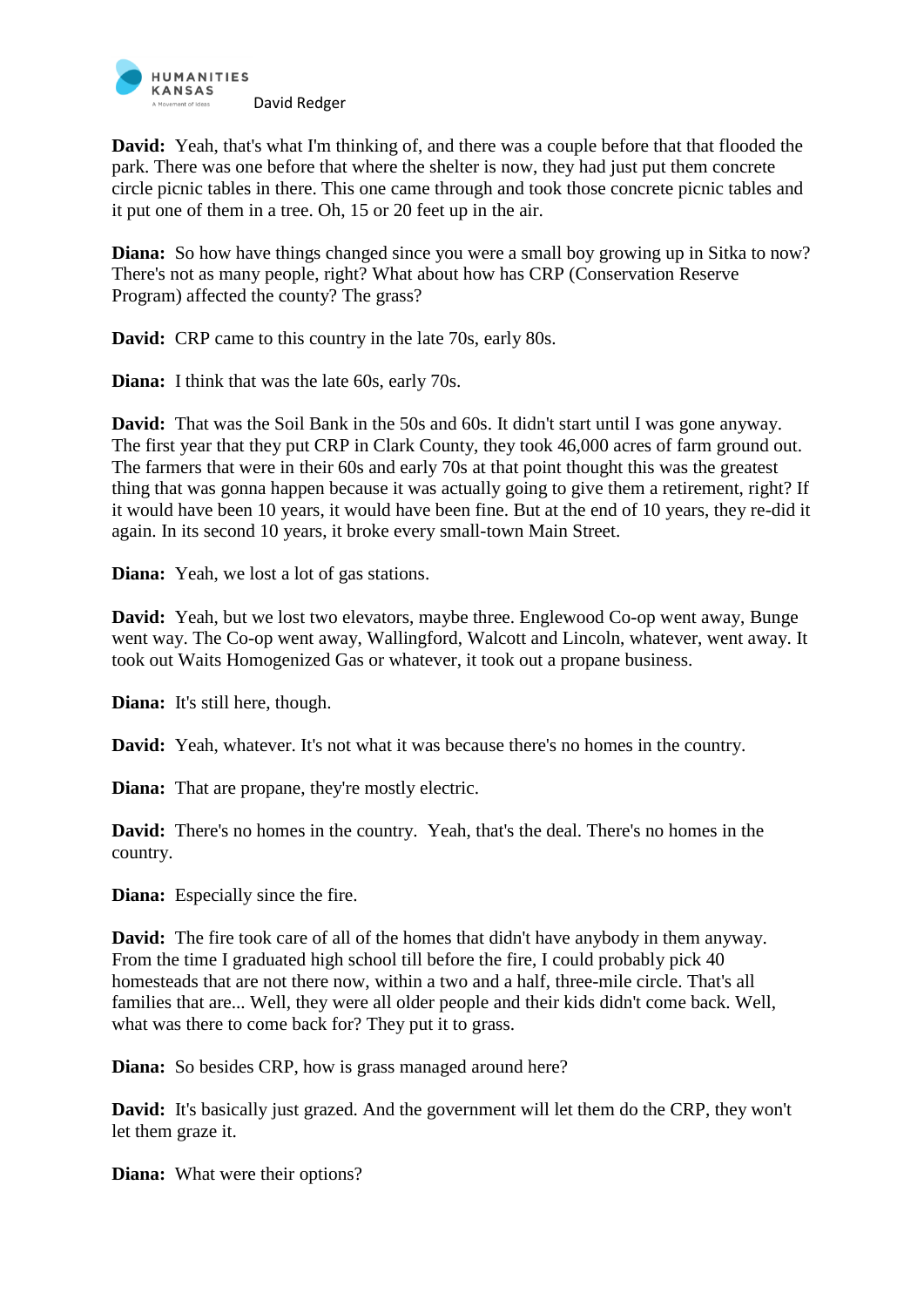**David:** Yeah, that's what I'm thinking of, and there was a couple before that that flooded the park. There was one before that where the shelter is now, they had just put them concrete circle picnic tables in there. This one came through and took those concrete picnic tables and it put one of them in a tree. Oh, 15 or 20 feet up in the air.

**Diana:** So how have things changed since you were a small boy growing up in Sitka to now? There's not as many people, right? What about how has CRP (Conservation Reserve Program) affected the county? The grass?

**David:** CRP came to this country in the late 70s, early 80s.

**Diana:** I think that was the late 60s, early 70s.

**David:** That was the Soil Bank in the 50s and 60s. It didn't start until I was gone anyway. The first year that they put CRP in Clark County, they took 46,000 acres of farm ground out. The farmers that were in their 60s and early 70s at that point thought this was the greatest thing that was gonna happen because it was actually going to give them a retirement, right? If it would have been 10 years, it would have been fine. But at the end of 10 years, they re-did it again. In its second 10 years, it broke every small-town Main Street.

**Diana:** Yeah, we lost a lot of gas stations.

**David:** Yeah, but we lost two elevators, maybe three. Englewood Co-op went away, Bunge went way. The Co-op went away, Wallingford, Walcott and Lincoln, whatever, went away. It took out Waits Homogenized Gas or whatever, it took out a propane business.

**Diana:** It's still here, though.

**David:** Yeah, whatever. It's not what it was because there's no homes in the country.

**Diana:** That are propane, they're mostly electric.

**David:** There's no homes in the country. Yeah, that's the deal. There's no homes in the country.

**Diana:** Especially since the fire.

**David:** The fire took care of all of the homes that didn't have anybody in them anyway. From the time I graduated high school till before the fire, I could probably pick 40 homesteads that are not there now, within a two and a half, three-mile circle. That's all families that are... Well, they were all older people and their kids didn't come back. Well, what was there to come back for? They put it to grass.

**Diana:** So besides CRP, how is grass managed around here?

**David:** It's basically just grazed. And the government will let them do the CRP, they won't let them graze it.

**Diana:** What were their options?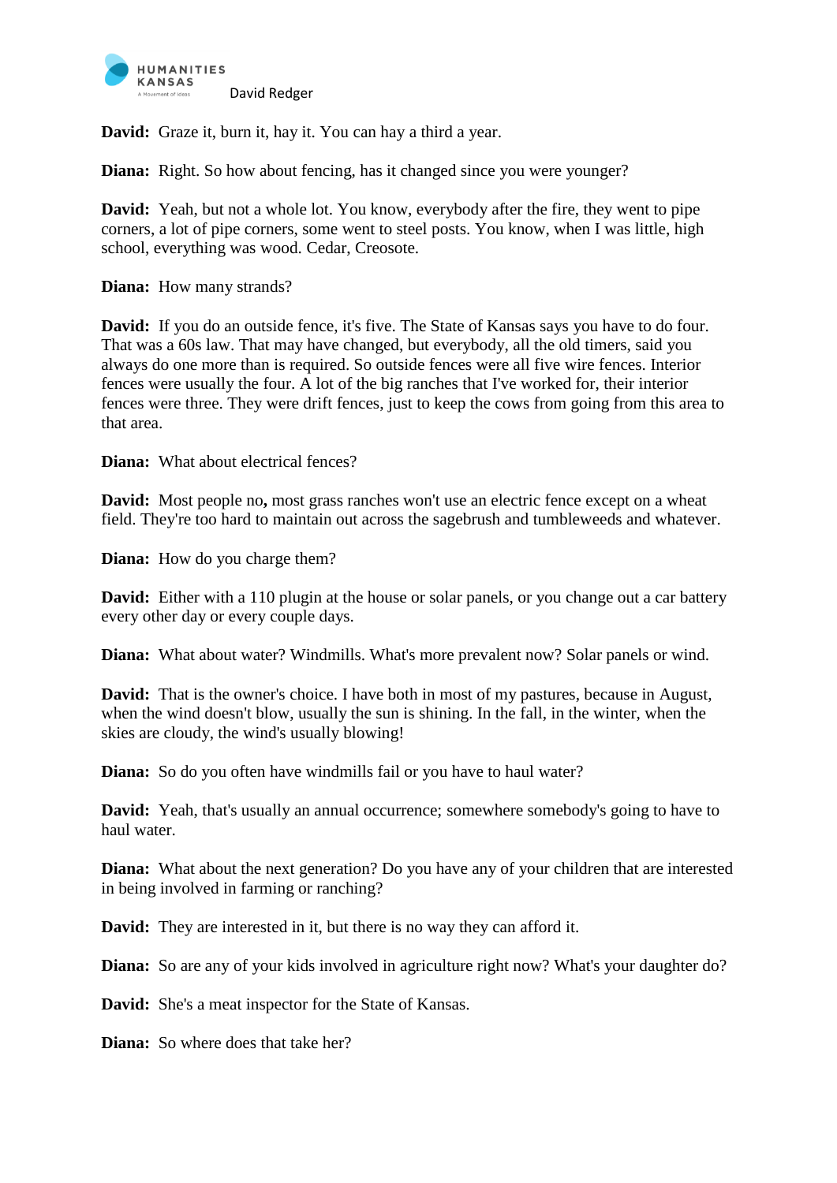**David:** Graze it, burn it, hay it. You can hay a third a year.

**Diana:** Right. So how about fencing, has it changed since you were younger?

**David:** Yeah, but not a whole lot. You know, everybody after the fire, they went to pipe corners, a lot of pipe corners, some went to steel posts. You know, when I was little, high school, everything was wood. Cedar, Creosote.

**Diana:** How many strands?

**David:** If you do an outside fence, it's five. The State of Kansas says you have to do four. That was a 60s law. That may have changed, but everybody, all the old timers, said you always do one more than is required. So outside fences were all five wire fences. Interior fences were usually the four. A lot of the big ranches that I've worked for, their interior fences were three. They were drift fences, just to keep the cows from going from this area to that area.

**Diana:** What about electrical fences?

**David:** Most people no**,** most grass ranches won't use an electric fence except on a wheat field. They're too hard to maintain out across the sagebrush and tumbleweeds and whatever.

**Diana:** How do you charge them?

**David:** Either with a 110 plugin at the house or solar panels, or you change out a car battery every other day or every couple days.

**Diana:** What about water? Windmills. What's more prevalent now? Solar panels or wind.

**David:** That is the owner's choice. I have both in most of my pastures, because in August, when the wind doesn't blow, usually the sun is shining. In the fall, in the winter, when the skies are cloudy, the wind's usually blowing!

**Diana:** So do you often have windmills fail or you have to haul water?

**David:** Yeah, that's usually an annual occurrence; somewhere somebody's going to have to haul water.

**Diana:** What about the next generation? Do you have any of your children that are interested in being involved in farming or ranching?

**David:** They are interested in it, but there is no way they can afford it.

**Diana:** So are any of your kids involved in agriculture right now? What's your daughter do?

**David:** She's a meat inspector for the State of Kansas.

**Diana:** So where does that take her?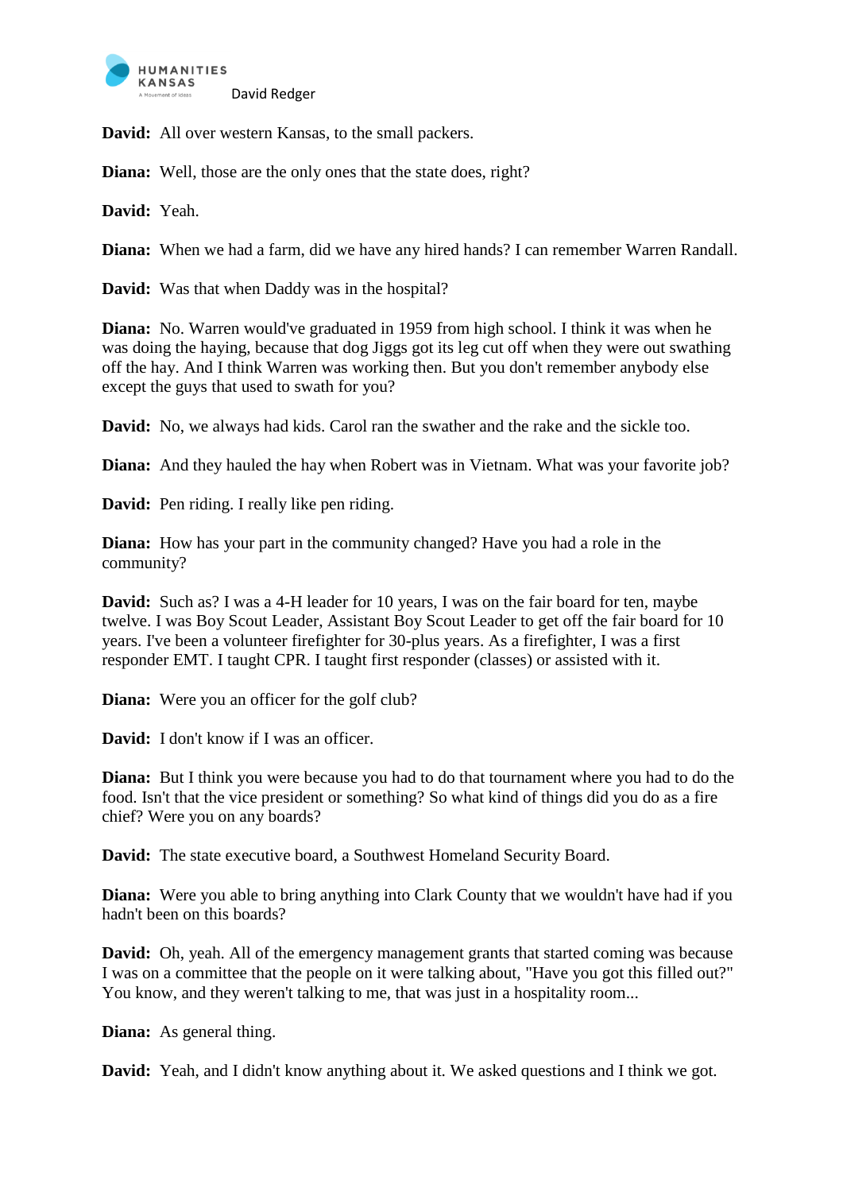**David:** All over western Kansas, to the small packers.

**Diana:** Well, those are the only ones that the state does, right?

**David:** Yeah.

**Diana:** When we had a farm, did we have any hired hands? I can remember Warren Randall.

**David:** Was that when Daddy was in the hospital?

**Diana:** No. Warren would've graduated in 1959 from high school. I think it was when he was doing the haying, because that dog Jiggs got its leg cut off when they were out swathing off the hay. And I think Warren was working then. But you don't remember anybody else except the guys that used to swath for you?

**David:** No, we always had kids. Carol ran the swather and the rake and the sickle too.

**Diana:** And they hauled the hay when Robert was in Vietnam. What was your favorite job?

**David:** Pen riding. I really like pen riding.

**Diana:** How has your part in the community changed? Have you had a role in the community?

**David:** Such as? I was a 4-H leader for 10 years, I was on the fair board for ten, maybe twelve. I was Boy Scout Leader, Assistant Boy Scout Leader to get off the fair board for 10 years. I've been a volunteer firefighter for 30-plus years. As a firefighter, I was a first responder EMT. I taught CPR. I taught first responder (classes) or assisted with it.

**Diana:** Were you an officer for the golf club?

**David:** I don't know if I was an officer.

**Diana:** But I think you were because you had to do that tournament where you had to do the food. Isn't that the vice president or something? So what kind of things did you do as a fire chief? Were you on any boards?

**David:** The state executive board, a Southwest Homeland Security Board.

**Diana:** Were you able to bring anything into Clark County that we wouldn't have had if you hadn't been on this boards?

**David:** Oh, yeah. All of the emergency management grants that started coming was because I was on a committee that the people on it were talking about, "Have you got this filled out?" You know, and they weren't talking to me, that was just in a hospitality room...

**Diana:** As general thing.

**David:** Yeah, and I didn't know anything about it. We asked questions and I think we got.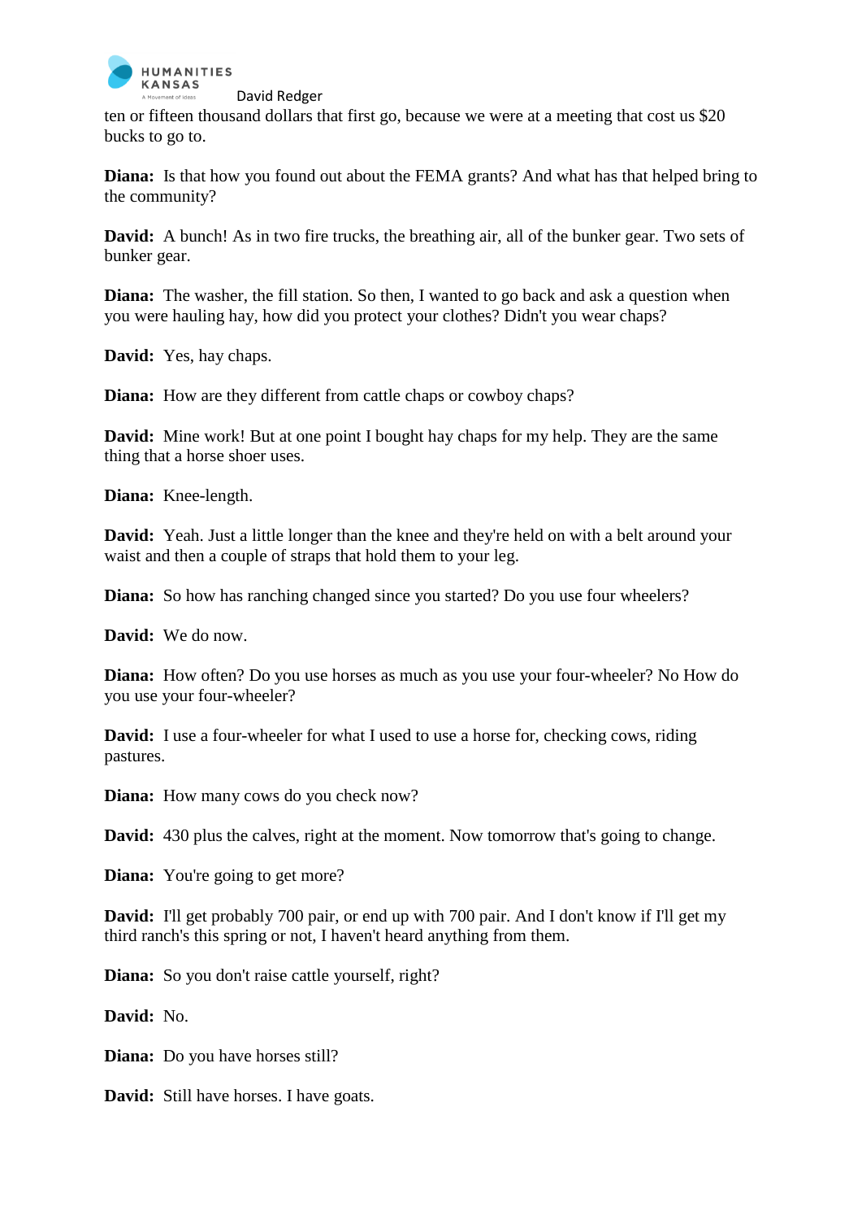ten or fifteen thousand dollars that first go, because we were at a meeting that cost us $20 bucks to go to.

**Diana:** Is that how you found out about the FEMA grants? And what has that helped bring to the community?

**David:** A bunch! As in two fire trucks, the breathing air, all of the bunker gear. Two sets of bunker gear.

**Diana:** The washer, the fill station. So then, I wanted to go back and ask a question when you were hauling hay, how did you protect your clothes? Didn't you wear chaps?

**David:** Yes, hay chaps.

**Diana:** How are they different from cattle chaps or cowboy chaps?

**David:** Mine work! But at one point I bought hay chaps for my help. They are the same thing that a horse shoer uses.

**Diana:** Knee-length.

**David:** Yeah. Just a little longer than the knee and they're held on with a belt around your waist and then a couple of straps that hold them to your leg.

**Diana:** So how has ranching changed since you started? Do you use four wheelers?

**David:** We do now.

**Diana:** How often? Do you use horses as much as you use your four-wheeler? No How do you use your four-wheeler?

**David:** I use a four-wheeler for what I used to use a horse for, checking cows, riding pastures.

**Diana:** How many cows do you check now?

**David:** 430 plus the calves, right at the moment. Now tomorrow that's going to change.

**Diana:** You're going to get more?

**David:** I'll get probably 700 pair, or end up with 700 pair. And I don't know if I'll get my third ranch's this spring or not, I haven't heard anything from them.

**Diana:** So you don't raise cattle yourself, right?

**David:** No.

**Diana:** Do you have horses still?

**David:** Still have horses. I have goats.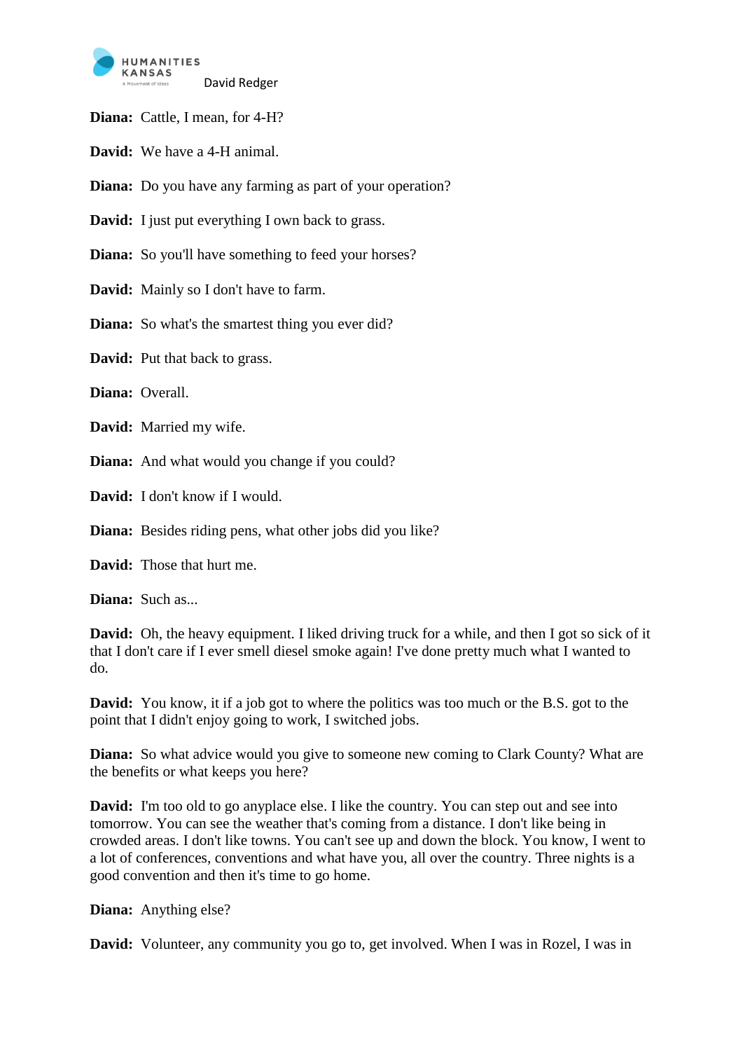**Diana:** Cattle, I mean, for 4-H?

**David:** We have a 4-H animal.

**Diana:** Do you have any farming as part of your operation?

**David:** I just put everything I own back to grass.

**Diana:** So you'll have something to feed your horses?

**David:** Mainly so I don't have to farm.

**Diana:** So what's the smartest thing you ever did?

**David:** Put that back to grass.

**Diana:** Overall.

**David:** Married my wife.

**Diana:** And what would you change if you could?

**David:** I don't know if I would.

**Diana:** Besides riding pens, what other jobs did you like?

**David:** Those that hurt me.

**Diana:** Such as...

**David:** Oh, the heavy equipment. I liked driving truck for a while, and then I got so sick of it that I don't care if I ever smell diesel smoke again! I've done pretty much what I wanted to do.

**David:** You know, it if a job got to where the politics was too much or the B.S. got to the point that I didn't enjoy going to work, I switched jobs.

**Diana:** So what advice would you give to someone new coming to Clark County? What are the benefits or what keeps you here?

**David:** I'm too old to go anyplace else. I like the country. You can step out and see into tomorrow. You can see the weather that's coming from a distance. I don't like being in crowded areas. I don't like towns. You can't see up and down the block. You know, I went to a lot of conferences, conventions and what have you, all over the country. Three nights is a good convention and then it's time to go home.

**Diana:** Anything else?

**David:** Volunteer, any community you go to, get involved. When I was in Rozel, I was in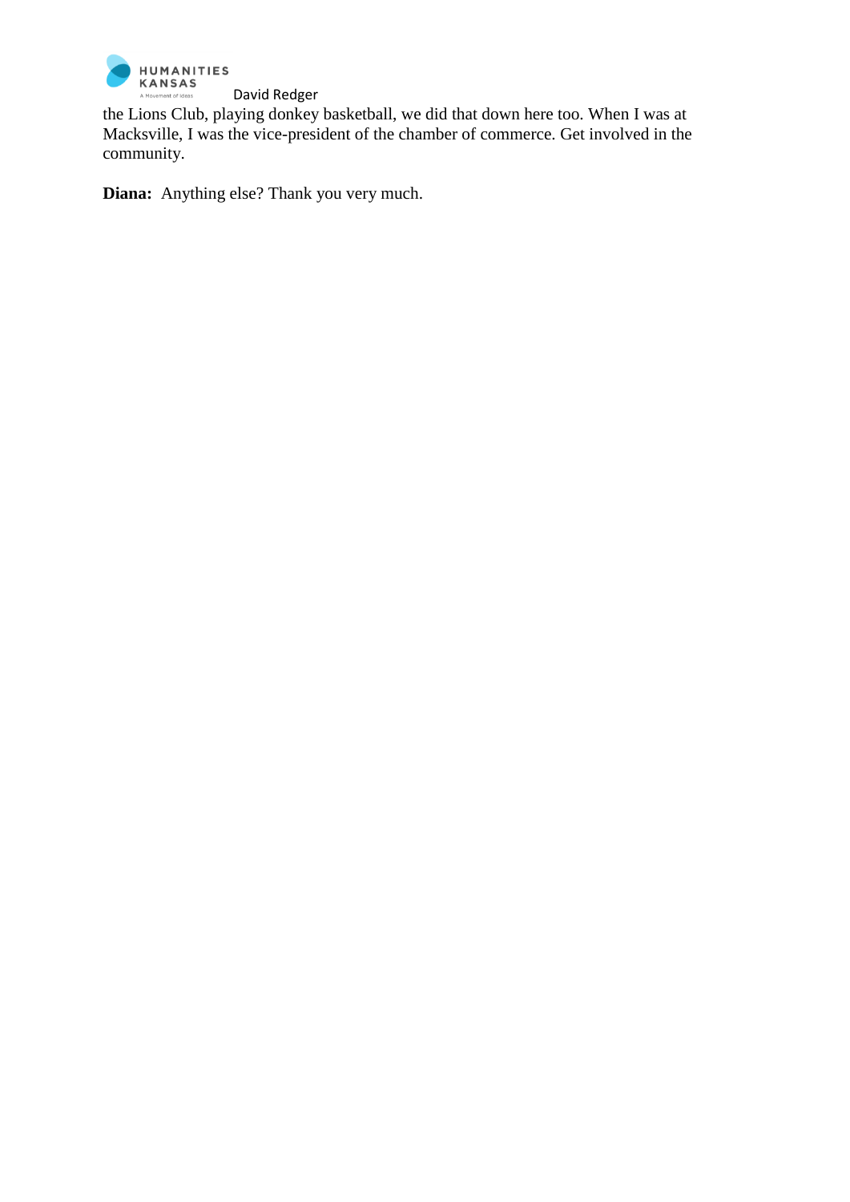the Lions Club, playing donkey basketball, we did that down here too. When I was at Macksville, I was the vice-president of the chamber of commerce. Get involved in the community.

**Diana:** Anything else? Thank you very much.